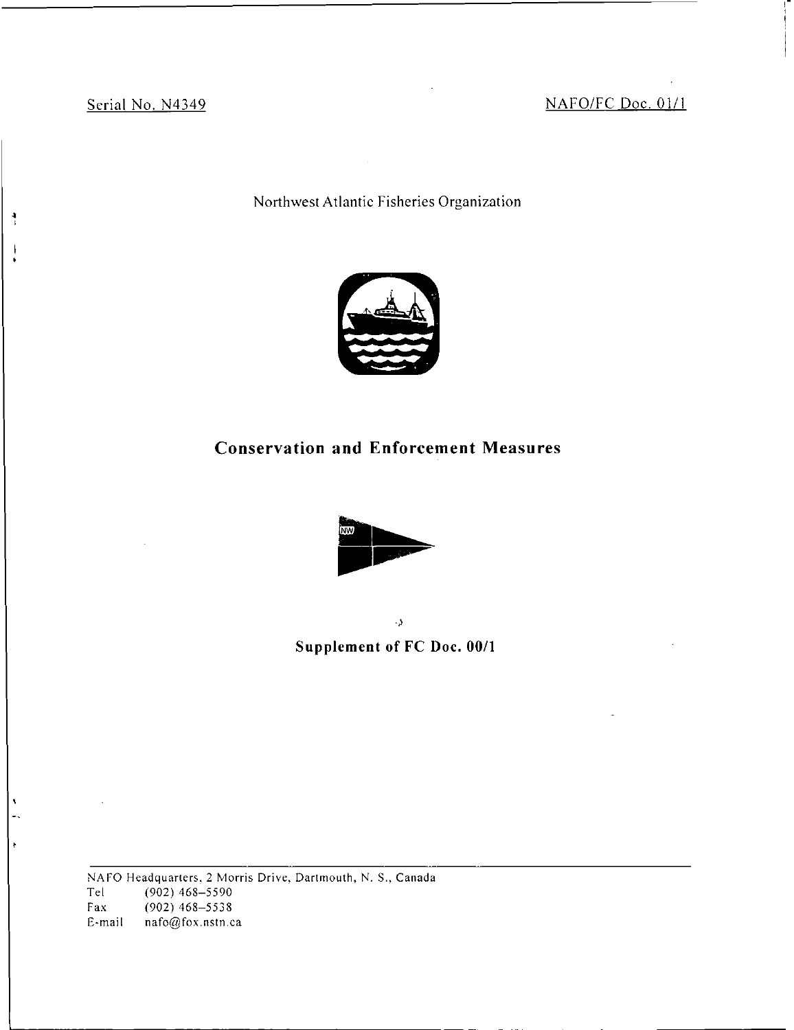Serial No. N4349 NAFO/FC Doc. 01/1

Northwest Atlantic Fisheries Organization

# Conservation and Enforcement Measures

## Supplement of FC Doc. 00/1

NAFO Headquarters, 2 Morris Drive, Dartmouth, N. S., Canada
Tel (902) 468-5590
Fax (902) 468-5538
E-mail nafo@fox.nstn.ca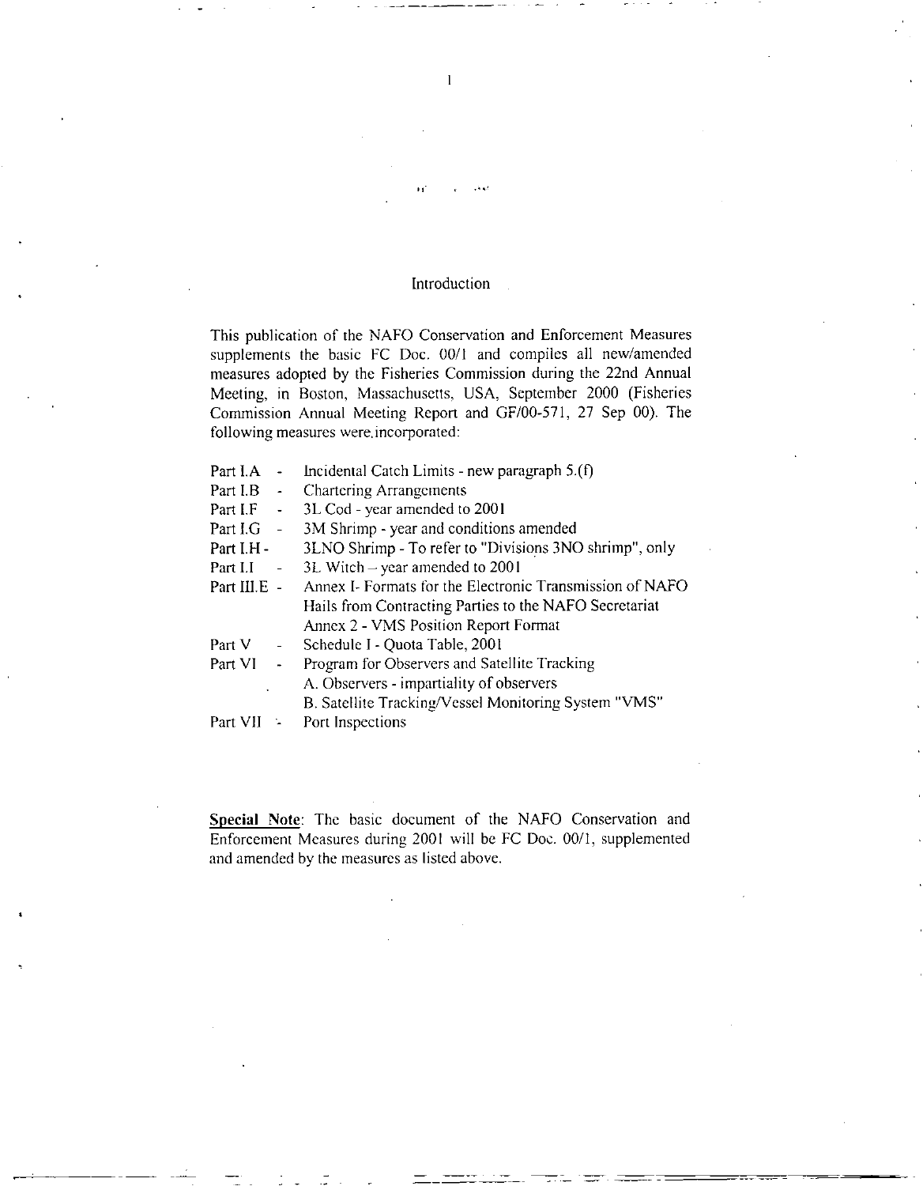## Introduction

This publication of the NAFO Conservation and Enforcement Measures supplements the basic FC Doc. 00/1 and compiles all new/amended measures adopted by the Fisheries Commission during the 22nd Annual Meeting, in Boston, Massachusetts, USA, September 2000 (Fisheries Commission Annual Meeting Report and GF/00-571, 27 Sep 00). The following measures were incorporated:

| | | |
|---|---|---|
| Part I.A | - | Incidental Catch Limits - new paragraph 5.(f) |
| Part I.B | - | Chartering Arrangements |
| Part I.F | - | 3L Cod - year amended to 2001 |
| Part I.G | - | 3M Shrimp - year and conditions amended |
| Part I.H | - | 3LNO Shrimp - To refer to "Divisions 3NO shrimp", only |
| Part I.I | - | 3L Witch – year amended to 2001 |
| Part III.E | - | Annex I- Formats for the Electronic Transmission of NAFO Hails from Contracting Parties to the NAFO Secretariat<br>Annex 2 - VMS Position Report Format |
| Part V | - | Schedule I - Quota Table, 2001 |
| Part VI | - | Program for Observers and Satellite Tracking<br>A. Observers - impartiality of observers<br>B. Satellite Tracking/Vessel Monitoring System "VMS" |
| Part VII | - | Port Inspections |

**Special Note**: The basic document of the NAFO Conservation and Enforcement Measures during 2001 will be FC Doc. 00/1, supplemented and amended by the measures as listed above.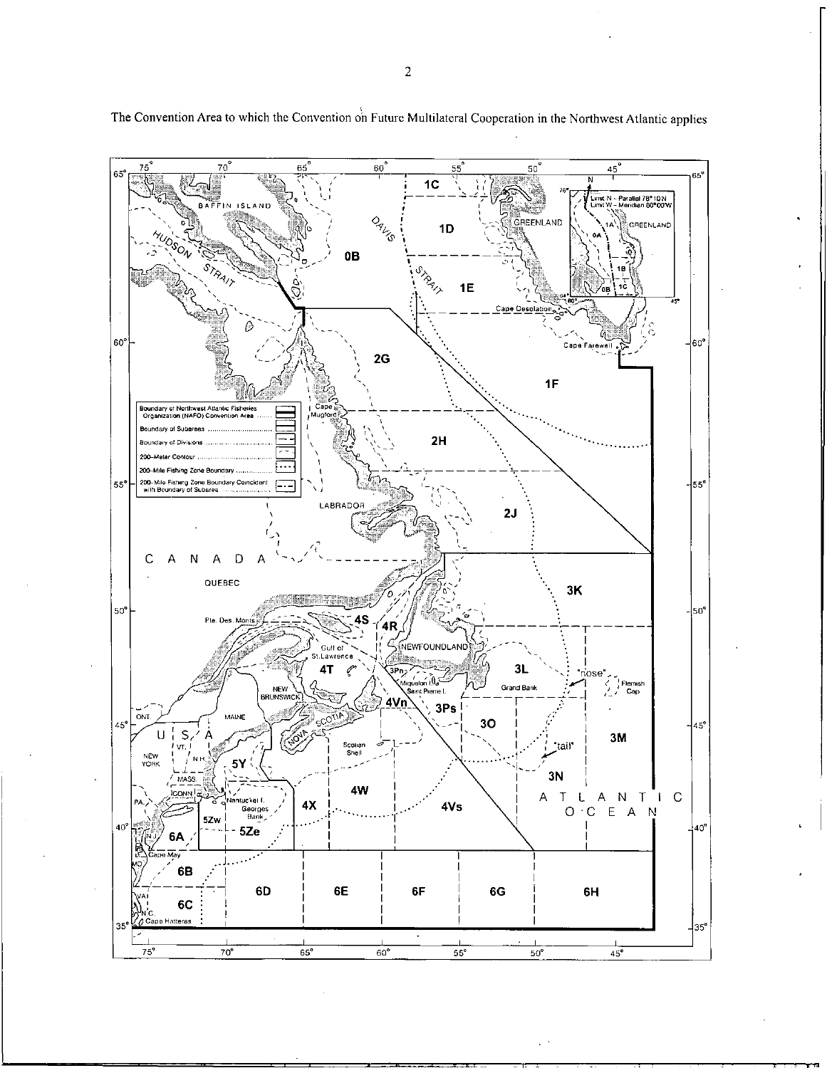The Convention Area to which the Convention on Future Multilateral Cooperation in the Northwest Atlantic applies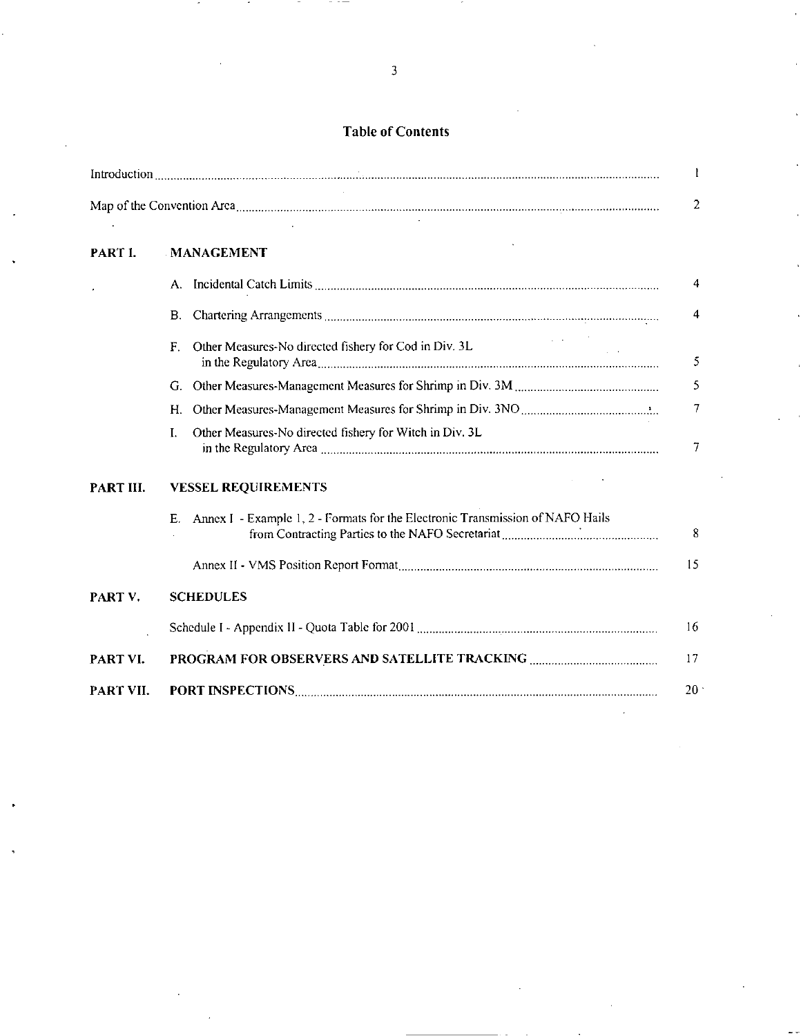## Table of Contents

| | | |
|---|---|---|
| Introduction | | 1 |
| Map of the Convention Area | | 2 |
| **PART I.** | **MANAGEMENT** | |
| | A. Incidental Catch Limits | 4 |
| | B. Chartering Arrangements | 4 |
| | F. Other Measures-No directed fishery for Cod in Div. 3L in the Regulatory Area | 5 |
| | G. Other Measures-Management Measures for Shrimp in Div. 3M | 5 |
| | H. Other Measures-Management Measures for Shrimp in Div. 3NO | 7 |
| | I. Other Measures-No directed fishery for Witch in Div. 3L in the Regulatory Area | 7 |
| **PART III.** | **VESSEL REQUIREMENTS** | |
| | E. Annex I - Example 1, 2 - Formats for the Electronic Transmission of NAFO Hails from Contracting Parties to the NAFO Secretariat | 8 |
| | Annex II - VMS Position Report Format | 15 |
| **PART V.** | **SCHEDULES** | |
| | Schedule I - Appendix II - Quota Table for 2001 | 16 |
| **PART VI.** | **PROGRAM FOR OBSERVERS AND SATELLITE TRACKING** | 17 |
| **PART VII.** | **PORT INSPECTIONS** | 20 |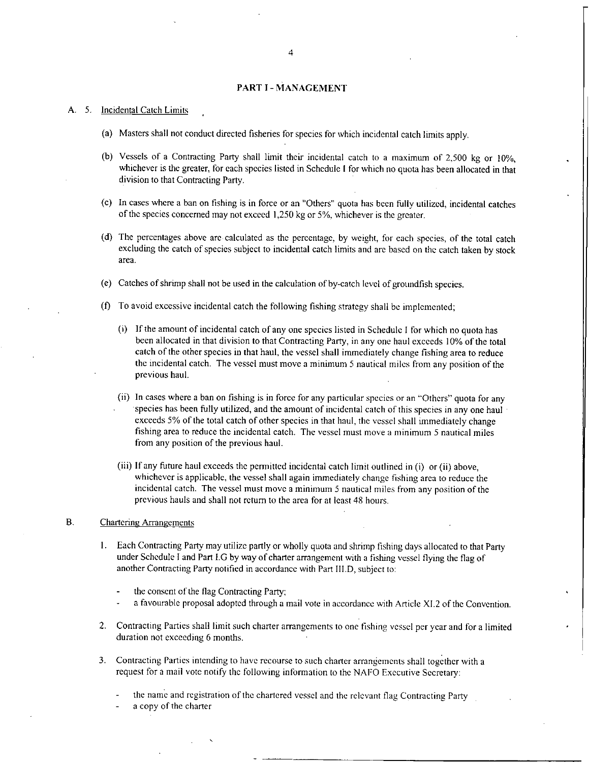## PART I - MANAGEMENT

A. 5. Incidental Catch Limits

(a) Masters shall not conduct directed fisheries for species for which incidental catch limits apply.

(b) Vessels of a Contracting Party shall limit their incidental catch to a maximum of 2,500 kg or 10%, whichever is the greater, for each species listed in Schedule I for which no quota has been allocated in that division to that Contracting Party.

(c) In cases where a ban on fishing is in force or an "Others" quota has been fully utilized, incidental catches of the species concerned may not exceed 1,250 kg or 5%, whichever is the greater.

(d) The percentages above are calculated as the percentage, by weight, for each species, of the total catch excluding the catch of species subject to incidental catch limits and are based on the catch taken by stock area.

(e) Catches of shrimp shall not be used in the calculation of by-catch level of groundfish species.

(f) To avoid excessive incidental catch the following fishing strategy shall be implemented;

(i) If the amount of incidental catch of any one species listed in Schedule I for which no quota has been allocated in that division to that Contracting Party, in any one haul exceeds 10% of the total catch of the other species in that haul, the vessel shall immediately change fishing area to reduce the incidental catch. The vessel must move a minimum 5 nautical miles from any position of the previous haul.

(ii) In cases where a ban on fishing is in force for any particular species or an "Others" quota for any species has been fully utilized, and the amount of incidental catch of this species in any one haul exceeds 5% of the total catch of other species in that haul, the vessel shall immediately change fishing area to reduce the incidental catch. The vessel must move a minimum 5 nautical miles from any position of the previous haul.

(iii) If any future haul exceeds the permitted incidental catch limit outlined in (i) or (ii) above, whichever is applicable, the vessel shall again immediately change fishing area to reduce the incidental catch. The vessel must move a minimum 5 nautical miles from any position of the previous hauls and shall not return to the area for at least 48 hours.

B. Chartering Arrangements

1. Each Contracting Party may utilize partly or wholly quota and shrimp fishing days allocated to that Party under Schedule I and Part I.G by way of charter arrangement with a fishing vessel flying the flag of another Contracting Party notified in accordance with Part III.D, subject to:

   - the consent of the flag Contracting Party;
   - a favourable proposal adopted through a mail vote in accordance with Article XI.2 of the Convention.

2. Contracting Parties shall limit such charter arrangements to one fishing vessel per year and for a limited duration not exceeding 6 months.

3. Contracting Parties intending to have recourse to such charter arrangements shall together with a request for a mail vote notify the following information to the NAFO Executive Secretary:

   - the name and registration of the chartered vessel and the relevant flag Contracting Party
   - a copy of the charter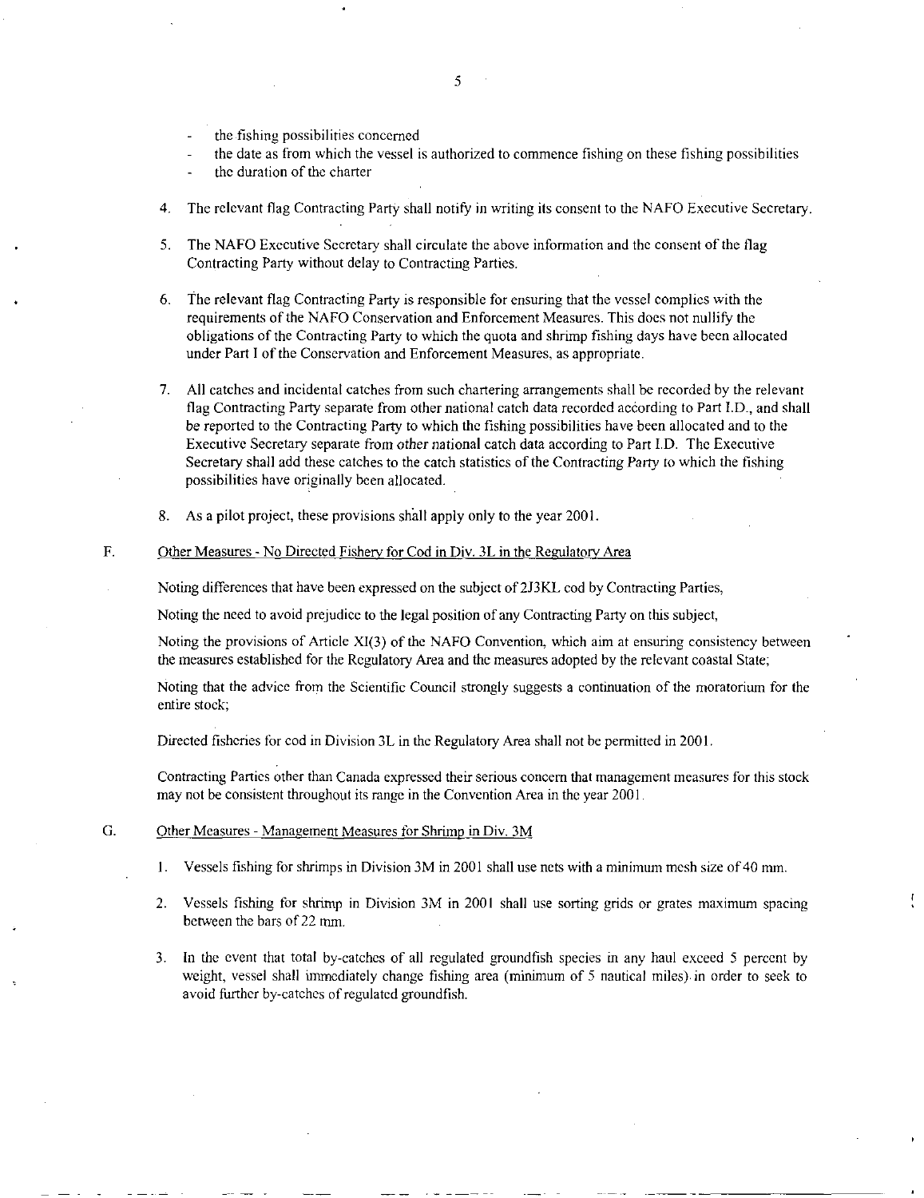- the fishing possibilities concerned
- the date as from which the vessel is authorized to commence fishing on these fishing possibilities
- the duration of the charter

4. The relevant flag Contracting Party shall notify in writing its consent to the NAFO Executive Secretary.

5. The NAFO Executive Secretary shall circulate the above information and the consent of the flag Contracting Party without delay to Contracting Parties.

6. The relevant flag Contracting Party is responsible for ensuring that the vessel complies with the requirements of the NAFO Conservation and Enforcement Measures. This does not nullify the obligations of the Contracting Party to which the quota and shrimp fishing days have been allocated under Part I of the Conservation and Enforcement Measures, as appropriate.

7. All catches and incidental catches from such chartering arrangements shall be recorded by the relevant flag Contracting Party separate from other national catch data recorded according to Part I.D., and shall be reported to the Contracting Party to which the fishing possibilities have been allocated and to the Executive Secretary separate from other national catch data according to Part I.D. The Executive Secretary shall add these catches to the catch statistics of the Contracting Party to which the fishing possibilities have originally been allocated.

8. As a pilot project, these provisions shall apply only to the year 2001.

F. Other Measures - No Directed Fishery for Cod in Div. 3L in the Regulatory Area

Noting differences that have been expressed on the subject of 2J3KL cod by Contracting Parties,

Noting the need to avoid prejudice to the legal position of any Contracting Party on this subject,

Noting the provisions of Article XI(3) of the NAFO Convention, which aim at ensuring consistency between the measures established for the Regulatory Area and the measures adopted by the relevant coastal State;

Noting that the advice from the Scientific Council strongly suggests a continuation of the moratorium for the entire stock;

Directed fisheries for cod in Division 3L in the Regulatory Area shall not be permitted in 2001.

Contracting Parties other than Canada expressed their serious concern that management measures for this stock may not be consistent throughout its range in the Convention Area in the year 2001.

G. Other Measures - Management Measures for Shrimp in Div. 3M

1. Vessels fishing for shrimps in Division 3M in 2001 shall use nets with a minimum mesh size of 40 mm.

2. Vessels fishing for shrimp in Division 3M in 2001 shall use sorting grids or grates maximum spacing between the bars of 22 mm.

3. In the event that total by-catches of all regulated groundfish species in any haul exceed 5 percent by weight, vessel shall immediately change fishing area (minimum of 5 nautical miles) in order to seek to avoid further by-catches of regulated groundfish.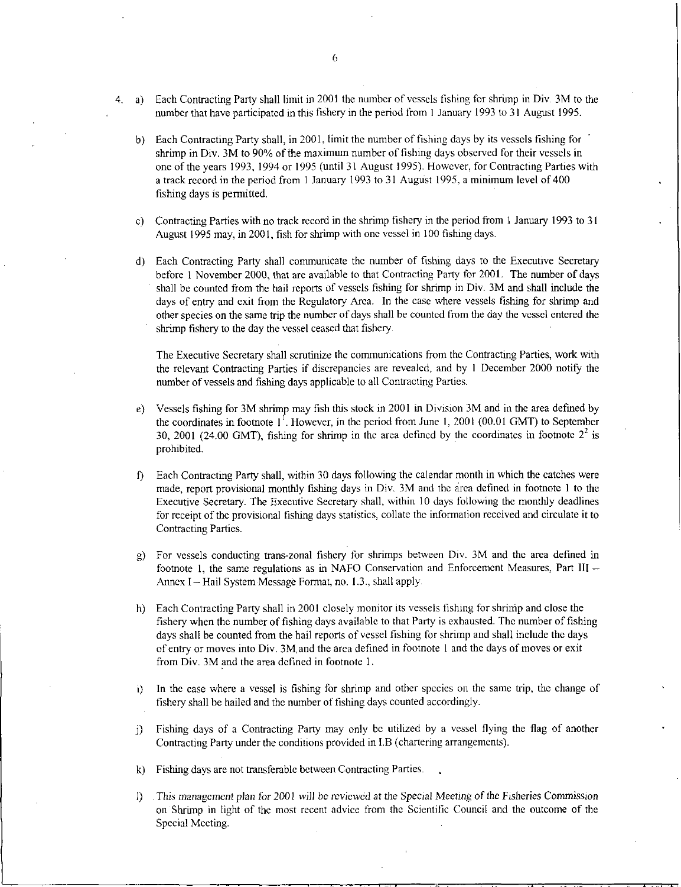4. a) Each Contracting Party shall limit in 2001 the number of vessels fishing for shrimp in Div. 3M to the number that have participated in this fishery in the period from 1 January 1993 to 31 August 1995.

   b) Each Contracting Party shall, in 2001, limit the number of fishing days by its vessels fishing for shrimp in Div. 3M to 90% of the maximum number of fishing days observed for their vessels in one of the years 1993, 1994 or 1995 (until 31 August 1995). However, for Contracting Parties with a track record in the period from 1 January 1993 to 31 August 1995, a minimum level of 400 fishing days is permitted.

   c) Contracting Parties with no track record in the shrimp fishery in the period from 1 January 1993 to 31 August 1995 may, in 2001, fish for shrimp with one vessel in 100 fishing days.

   d) Each Contracting Party shall communicate the number of fishing days to the Executive Secretary before 1 November 2000, that are available to that Contracting Party for 2001. The number of days shall be counted from the hail reports of vessels fishing for shrimp in Div. 3M and shall include the days of entry and exit from the Regulatory Area. In the case where vessels fishing for shrimp and other species on the same trip the number of days shall be counted from the day the vessel entered the shrimp fishery to the day the vessel ceased that fishery.

   The Executive Secretary shall scrutinize the communications from the Contracting Parties, work with the relevant Contracting Parties if discrepancies are revealed, and by 1 December 2000 notify the number of vessels and fishing days applicable to all Contracting Parties.

   e) Vessels fishing for 3M shrimp may fish this stock in 2001 in Division 3M and in the area defined by the coordinates in footnote 1[1]. However, in the period from June 1, 2001 (00.01 GMT) to September 30, 2001 (24.00 GMT), fishing for shrimp in the area defined by the coordinates in footnote 2[2] is prohibited.

   f) Each Contracting Party shall, within 30 days following the calendar month in which the catches were made, report provisional monthly fishing days in Div. 3M and the area defined in footnote 1 to the Executive Secretary. The Executive Secretary shall, within 10 days following the monthly deadlines for receipt of the provisional fishing days statistics, collate the information received and circulate it to Contracting Parties.

   g) For vessels conducting trans-zonal fishery for shrimps between Div. 3M and the area defined in footnote 1, the same regulations as in NAFO Conservation and Enforcement Measures, Part III – Annex I – Hail System Message Format, no. 1.3., shall apply.

   h) Each Contracting Party shall in 2001 closely monitor its vessels fishing for shrimp and close the fishery when the number of fishing days available to that Party is exhausted. The number of fishing days shall be counted from the hail reports of vessel fishing for shrimp and shall include the days of entry or moves into Div. 3M,and the area defined in footnote 1 and the days of moves or exit from Div. 3M and the area defined in footnote 1.

   i) In the case where a vessel is fishing for shrimp and other species on the same trip, the change of fishery shall be hailed and the number of fishing days counted accordingly.

   j) Fishing days of a Contracting Party may only be utilized by a vessel flying the flag of another Contracting Party under the conditions provided in I.B (chartering arrangements).

   k) Fishing days are not transferable between Contracting Parties.

   l) *This management plan for 2001 will be reviewed at the Special Meeting of the Fisheries Commission on Shrimp in light of the most recent advice from the Scientific Council and the outcome of the Special Meeting.*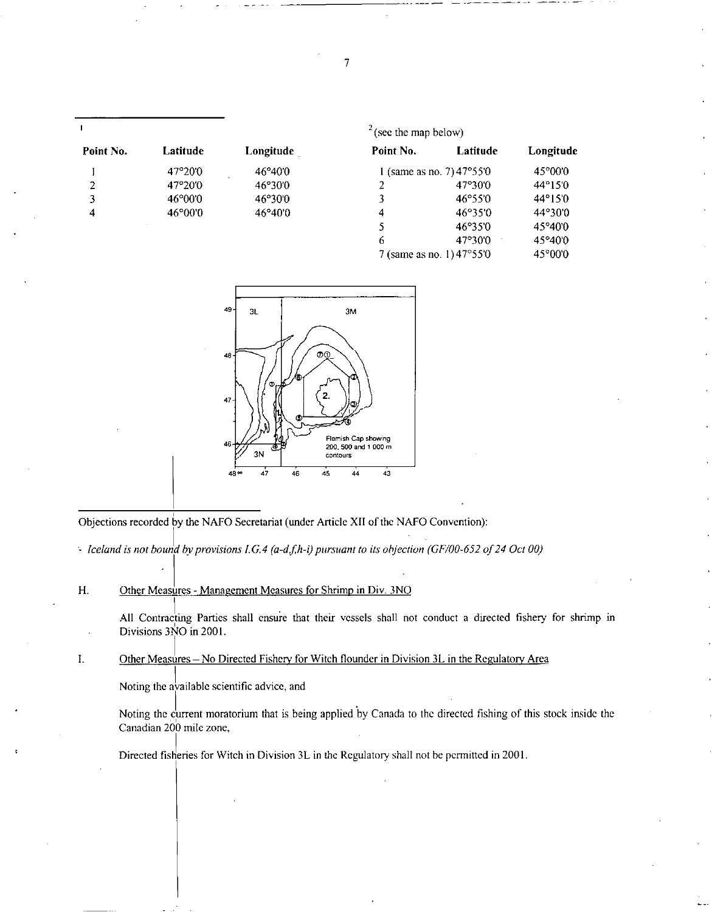[1]

| Point No. | Latitude | Longitude |
|---|---|---|
| 1 | 47°20'0 | 46°40'0 |
| 2 | 47°20'0 | 46°30'0 |
| 3 | 46°00'0 | 46°30'0 |
| 4 | 46°00'0 | 46°40'0 |

[2] (see the map below)

| Point No. | Latitude | Longitude |
|---|---|---|
| 1 (same as no. 7) | 47°55'0 | 45°00'0 |
| 2 | 47°30'0 | 44°15'0 |
| 3 | 46°55'0 | 44°15'0 |
| 4 | 46°35'0 | 44°30'0 |
| 5 | 46°35'0 | 45°40'0 |
| 6 | 47°30'0 | 45°40'0 |
| 7 (same as no. 1) | 47°55'0 | 45°00'0 |

Flemish Cap showing 200, 500 and 1 000 m contours

Objections recorded by the NAFO Secretariat (under Article XII of the NAFO Convention):

- *Iceland is not bound by provisions I.G.4 (a-d,f,h-i) pursuant to its objection (GF/00-652 of 24 Oct 00)*

H. Other Measures - Management Measures for Shrimp in Div. 3NO

All Contracting Parties shall ensure that their vessels shall not conduct a directed fishery for shrimp in Divisions 3NO in 2001.

I. Other Measures – No Directed Fishery for Witch flounder in Division 3L in the Regulatory Area

Noting the available scientific advice, and

Noting the current moratorium that is being applied by Canada to the directed fishing of this stock inside the Canadian 200 mile zone,

Directed fisheries for Witch in Division 3L in the Regulatory shall not be permitted in 2001.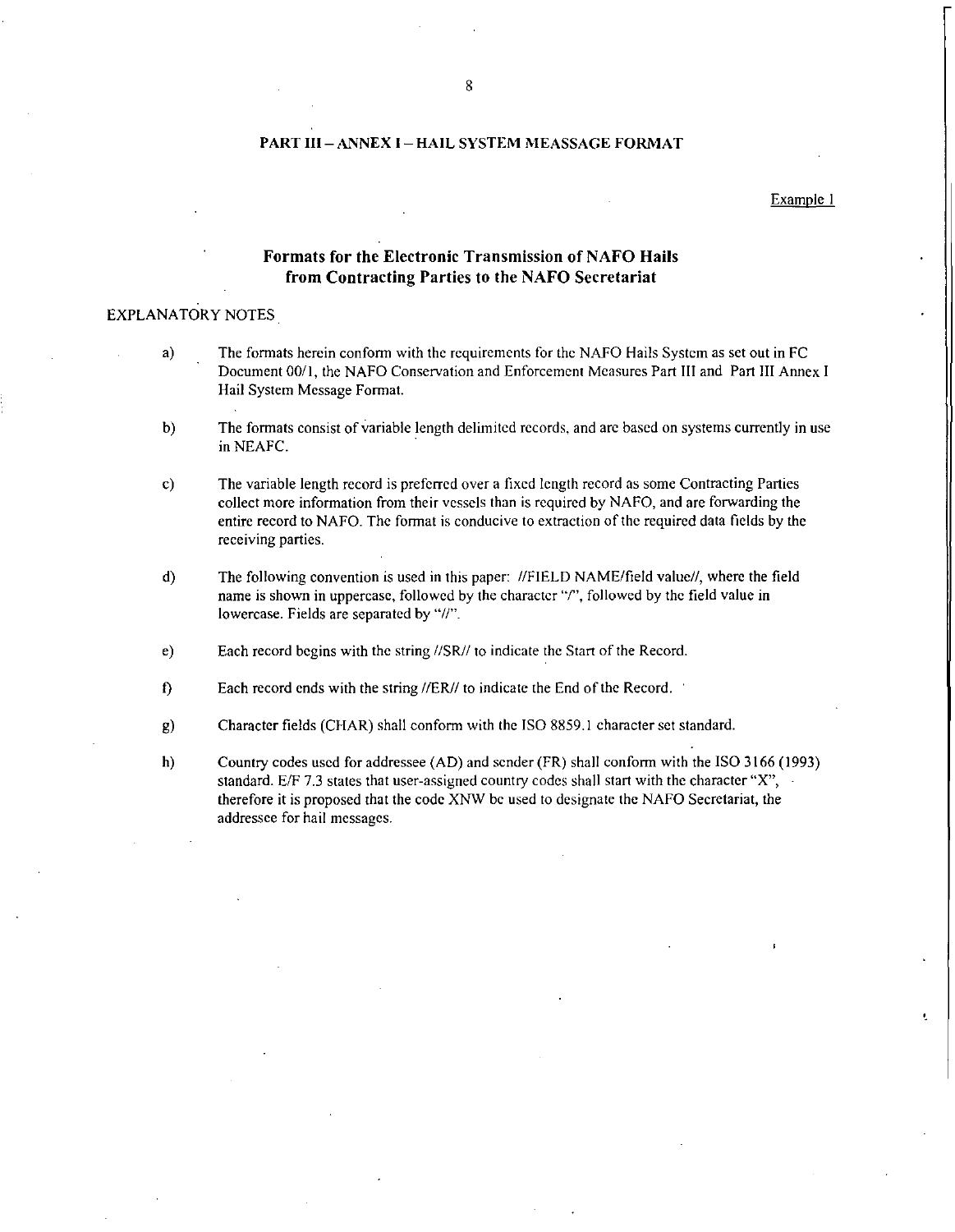## PART III – ANNEX I – HAIL SYSTEM MEASSAGE FORMAT

Example 1

# Formats for the Electronic Transmission of NAFO Hails from Contracting Parties to the NAFO Secretariat

EXPLANATORY NOTES

a) The formats herein conform with the requirements for the NAFO Hails System as set out in FC Document 00/1, the NAFO Conservation and Enforcement Measures Part III and Part III Annex I Hail System Message Format.

b) The formats consist of variable length delimited records, and are based on systems currently in use in NEAFC.

c) The variable length record is preferred over a fixed length record as some Contracting Parties collect more information from their vessels than is required by NAFO, and are forwarding the entire record to NAFO. The format is conducive to extraction of the required data fields by the receiving parties.

d) The following convention is used in this paper: //FIELD NAME/field value//, where the field name is shown in uppercase, followed by the character "/", followed by the field value in lowercase. Fields are separated by "//".

e) Each record begins with the string //SR// to indicate the Start of the Record.

f) Each record ends with the string //ER// to indicate the End of the Record.

g) Character fields (CHAR) shall conform with the ISO 8859.1 character set standard.

h) Country codes used for addressee (AD) and sender (FR) shall conform with the ISO 3166 (1993) standard. E/F 7.3 states that user-assigned country codes shall start with the character "X", therefore it is proposed that the code XNW be used to designate the NAFO Secretariat, the addressee for hail messages.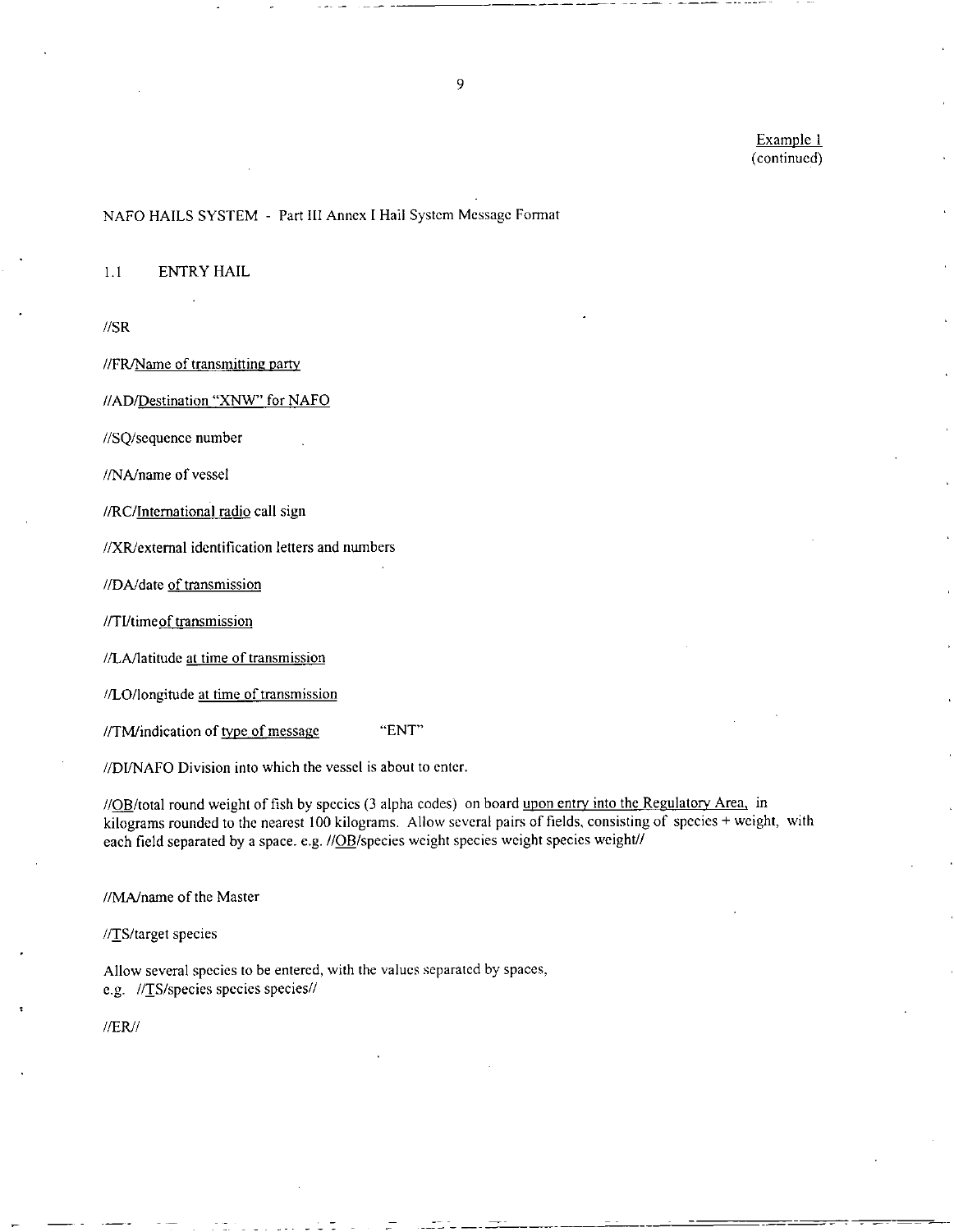Example 1
(continued)

NAFO HAILS SYSTEM - Part III Annex I Hail System Message Format

1.1 ENTRY HAIL

//SR

//FR/Name of transmitting party

//AD/Destination "XNW" for NAFO

//SQ/sequence number

//NA/name of vessel

//RC/International radio call sign

//XR/external identification letters and numbers

//DA/date of transmission

//TI/timeof transmission

//LA/latitude at time of transmission

//LO/longitude at time of transmission

//TM/indication of type of message "ENT"

//DI/NAFO Division into which the vessel is about to enter.

//OB/total round weight of fish by species (3 alpha codes) on board upon entry into the Regulatory Area, in kilograms rounded to the nearest 100 kilograms. Allow several pairs of fields, consisting of species + weight, with each field separated by a space. e.g. //OB/species weight species weight species weight//

//MA/name of the Master

//TS/target species

Allow several species to be entered, with the values separated by spaces, e.g. //TS/species species species//

//ER//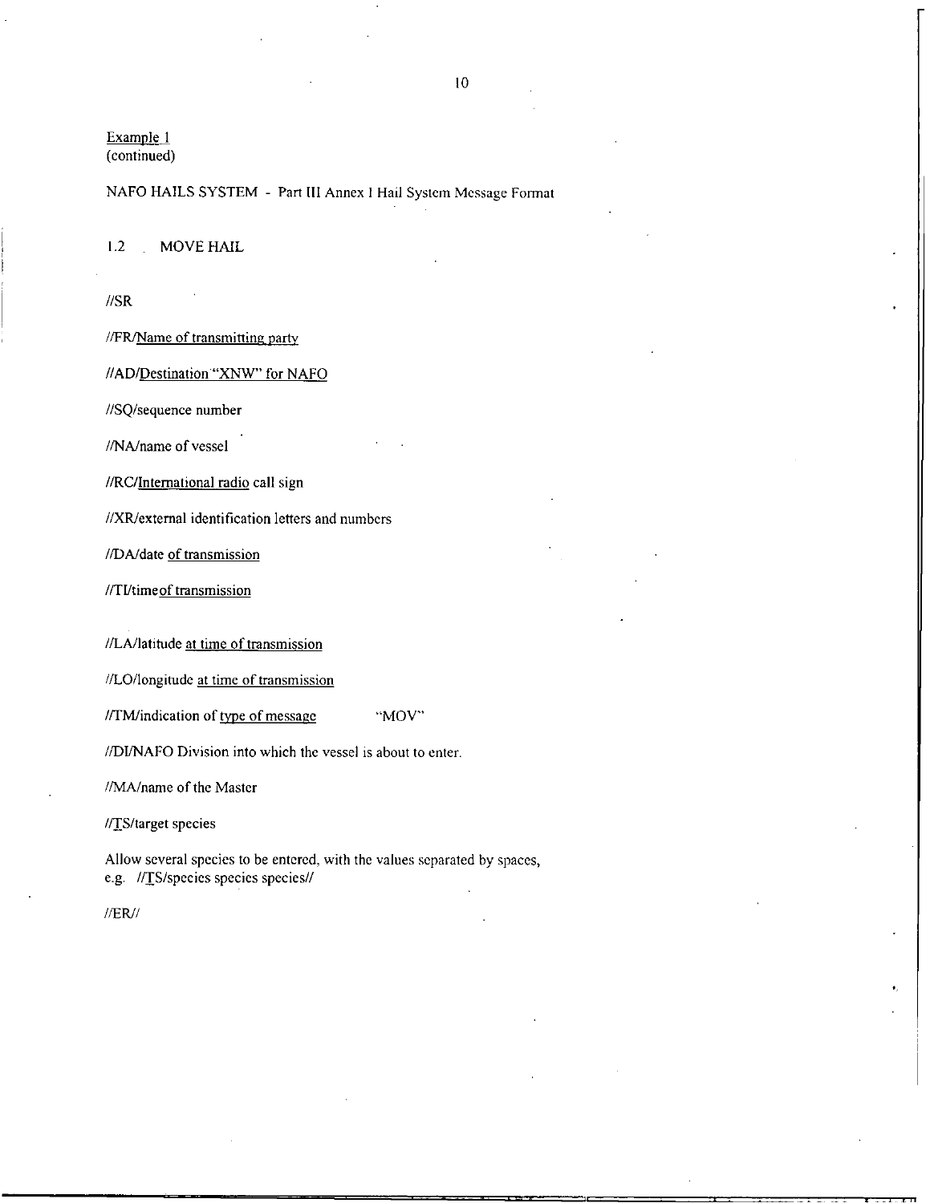Example 1
(continued)

NAFO HAILS SYSTEM - Part III Annex I Hail System Message Format

1.2 MOVE HAIL

//SR

//FR/Name of transmitting party

//AD/Destination "XNW" for NAFO

//SQ/sequence number

//NA/name of vessel

//RC/International radio call sign

//XR/external identification letters and numbers

//DA/date of transmission

//TI/time of transmission

//LA/latitude at time of transmission

//LO/longitude at time of transmission

//TM/indication of type of message "MOV"

//DI/NAFO Division into which the vessel is about to enter.

//MA/name of the Master

//TS/target species

Allow several species to be entered, with the values separated by spaces, e.g. //TS/species species species//

//ER//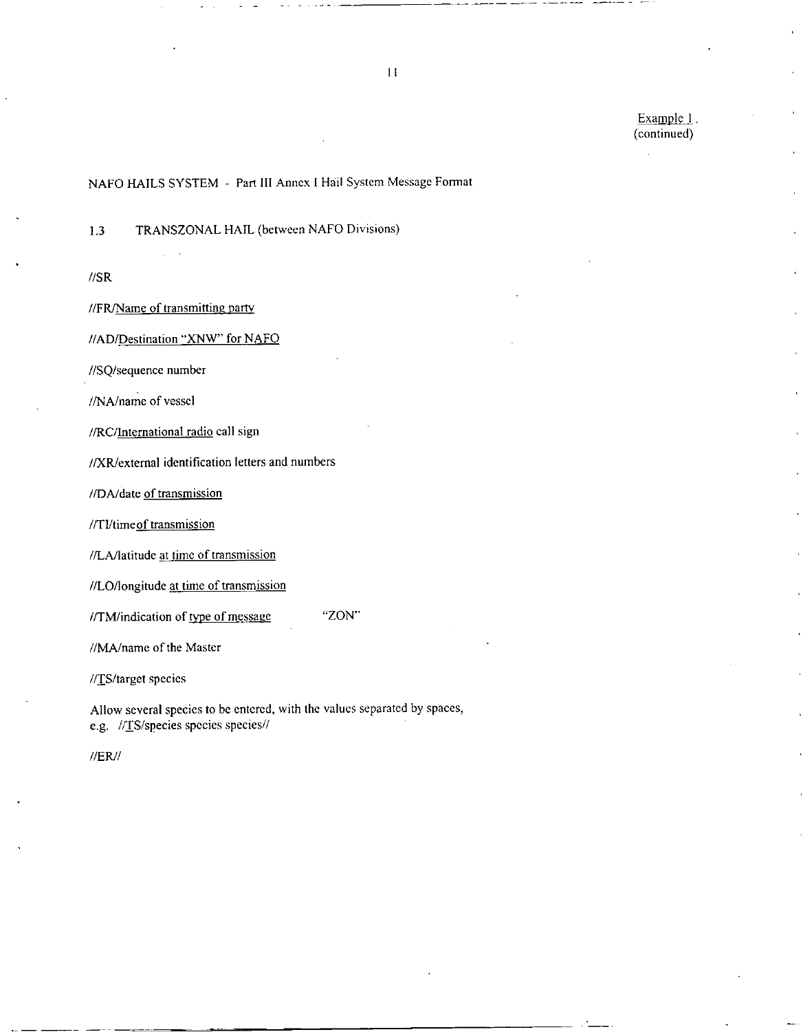Example 1.
(continued)

NAFO HAILS SYSTEM - Part III Annex I Hail System Message Format

1.3 TRANSZONAL HAIL (between NAFO Divisions)

//SR

//FR/Name of transmitting party

//AD/Destination "XNW" for NAFO

//SQ/sequence number

//NA/name of vessel

//RC/International radio call sign

//XR/external identification letters and numbers

//DA/date of transmission

//TI/time of transmission

//LA/latitude at time of transmission

//LO/longitude at time of transmission

//TM/indication of type of message "ZON"

//MA/name of the Master

//TS/target species

Allow several species to be entered, with the values separated by spaces, e.g. //TS/species species species//

//ER//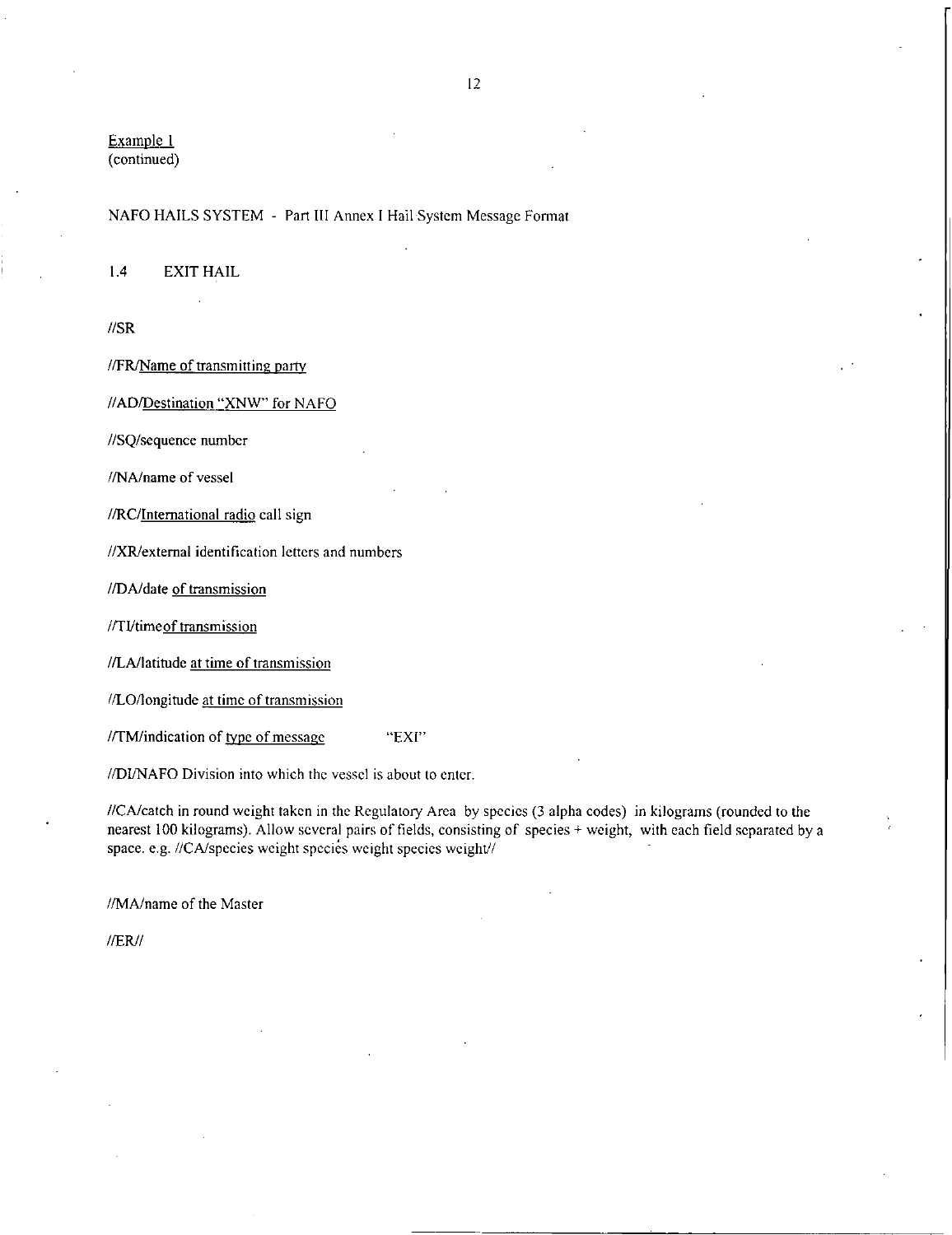Example 1
(continued)

NAFO HAILS SYSTEM - Part III Annex I Hail System Message Format

1.4 EXIT HAIL

//SR

//FR/Name of transmitting party

//AD/Destination "XNW" for NAFO

//SQ/sequence number

//NA/name of vessel

//RC/International radio call sign

//XR/external identification letters and numbers

//DA/date of transmission

//TI/time of transmission

//LA/latitude at time of transmission

//LO/longitude at time of transmission

//TM/indication of type of message "EXI"

//DI/NAFO Division into which the vessel is about to enter.

//CA/catch in round weight taken in the Regulatory Area by species (3 alpha codes) in kilograms (rounded to the nearest 100 kilograms). Allow several pairs of fields, consisting of species + weight, with each field separated by a space. e.g. //CA/species weight species weight species weight//

//MA/name of the Master

//ER//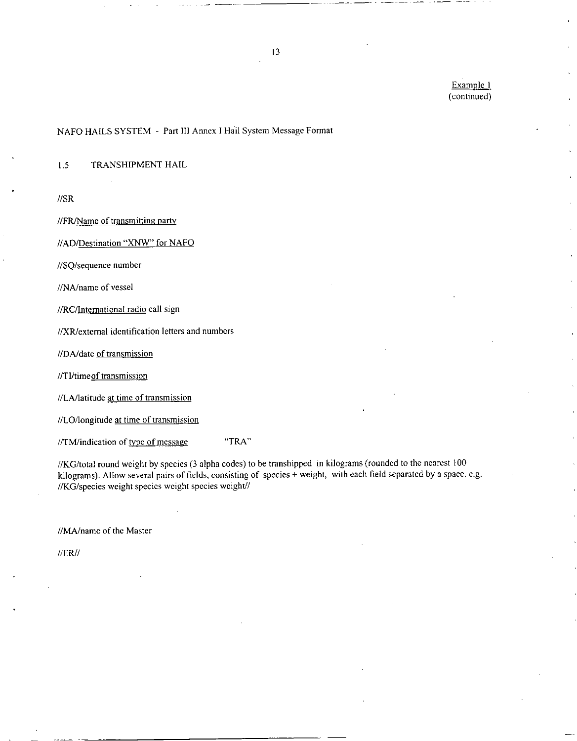Example 1
(continued)

NAFO HAILS SYSTEM - Part III Annex I Hail System Message Format

### 1.5 TRANSHIPMENT HAIL

//SR

//FR/Name of transmitting party

//AD/Destination "XNW" for NAFO

//SQ/sequence number

//NA/name of vessel

//RC/International radio call sign

//XR/external identification letters and numbers

//DA/date of transmission

//TI/time of transmission

//LA/latitude at time of transmission

//LO/longitude at time of transmission

//TM/indication of type of message "TRA"

//KG/total round weight by species (3 alpha codes) to be transhipped in kilograms (rounded to the nearest 100 kilograms). Allow several pairs of fields, consisting of species + weight, with each field separated by a space. e.g. //KG/species weight species weight species weight//

//MA/name of the Master

//ER//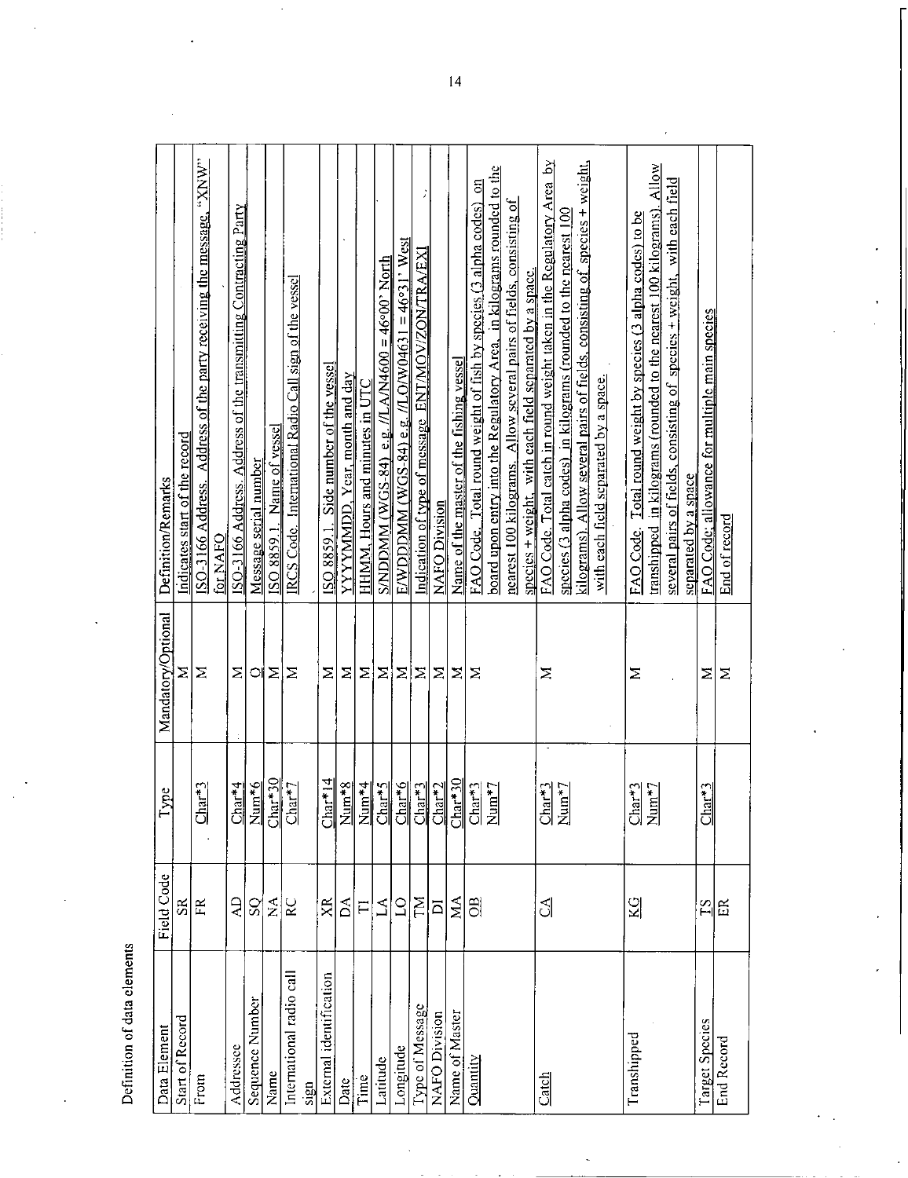Definition of data elements

| Data Element | Field Code | Type | Mandatory/Optional | Definition/Remarks |
|---|---|---|---|---|
| Start of Record | SR | | M | Indicates start of the record |
| From | FR | Char*3 | M | ISO-3166 Address. Address of the party receiving the message. "XNW" for NAFO |
| Addressee | AD | Char*4 | M | ISO-3166 Address. Address of the transmitting Contracting Party |
| Sequence Number | SQ | Num*6 | O | Message serial number |
| Name | NA | Char*30 | M | ISO 8859.1. Name of vessel |
| International radio call sign | RC | Char*7 | M | IRCS Code. International Radio Call sign of the vessel |
| External identification | XR | Char*14 | M | ISO 8859.1. Side number of the vessel |
| Date | DA | Num*8 | M | YYYYMMDD. Year, month and day |
| Time | TI | Num*4 | M | HHMM. Hours and minutes in UTC |
| Latitude | LA | Char*5 | M | S/NDDMM (WGS-84) e.g. //LA/N4600 = 46°00' North |
| Longitude | LO | Char*6 | M | E/WDDDMM (WGS-84) e.g. //LO/W04631 = 46°31' West |
| Type of Message | TM | Char*3 | M | Indication of type of message ENT/MOV/ZON/TRA/EXI |
| NAFO Division | DI | Char*2 | M | NAFO Division |
| Name of Master | MA | Char*30 | M | Name of the master of the fishing vessel |
| Quantity | OB | Char*3 Num*7 | M | FAO Code. Total round weight of fish by species (3 alpha codes) on board upon entry into the Regulatory Area, in kilograms rounded to the nearest 100 kilograms. Allow several pairs of fields, consisting of species + weight, with each field separated by a space. |
| Catch | CA | Char*3 Num*7 | M | FAO Code. Total catch in round weight taken in the Regulatory Area by species (3 alpha codes) in kilograms (rounded to the nearest 100 kilograms). Allow several pairs of fields, consisting of species + weight, with each field separated by a space. |
| Transhipped | KG | Char*3 Num*7 | M | FAO Code. Total round weight by species (3 alpha codes) to be transhipped in kilograms (rounded to the nearest 100 kilograms). Allow several pairs of fields, consisting of species + weight, with each field separated by a space |
| Target Species | TS | Char*3 | M | FAO Code; allowance for multiple main species |
| End Record | ER | | M | End of record |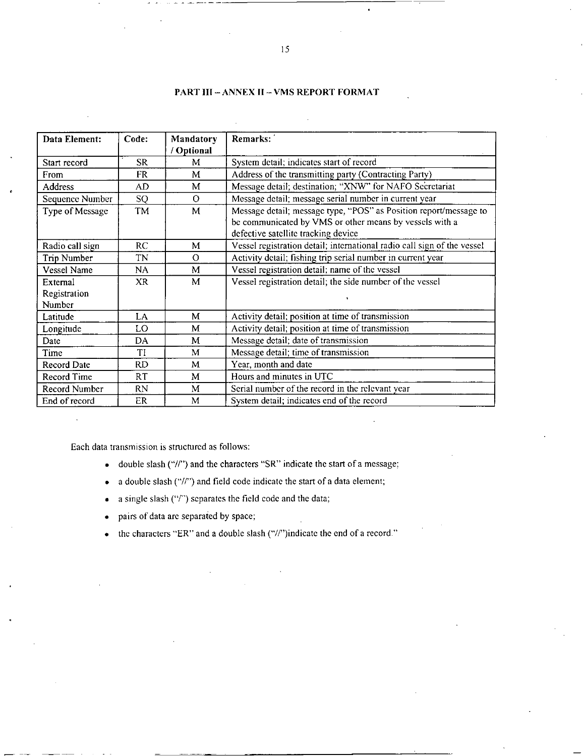### PART III – ANNEX II – VMS REPORT FORMAT

| Data Element: | Code: | Mandatory / Optional | Remarks: |
|---|---|---|---|
| Start record | SR | M | System detail; indicates start of record |
| From | FR | M | Address of the transmitting party (Contracting Party) |
| Address | AD | M | Message detail; destination; "XNW" for NAFO Secretariat |
| Sequence Number | SQ | O | Message detail; message serial number in current year |
| Type of Message | TM | M | Message detail; message type, "POS" as Position report/message to be communicated by VMS or other means by vessels with a defective satellite tracking device |
| Radio call sign | RC | M | Vessel registration detail; international radio call sign of the vessel |
| Trip Number | TN | O | Activity detail; fishing trip serial number in current year |
| Vessel Name | NA | M | Vessel registration detail; name of the vessel |
| External Registration Number | XR | M | Vessel registration detail; the side number of the vessel |
| Latitude | LA | M | Activity detail; position at time of transmission |
| Longitude | LO | M | Activity detail; position at time of transmission |
| Date | DA | M | Message detail; date of transmission |
| Time | TI | M | Message detail; time of transmission |
| Record Date | RD | M | Year, month and date |
| Record Time | RT | M | Hours and minutes in UTC |
| Record Number | RN | M | Serial number of the record in the relevant year |
| End of record | ER | M | System detail; indicates end of the record |

Each data transmission is structured as follows:

- double slash ("//") and the characters "SR" indicate the start of a message;
- a double slash ("//") and field code indicate the start of a data element;
- a single slash ("/") separates the field code and the data;
- pairs of data are separated by space;
- the characters "ER" and a double slash ("//")indicate the end of a record."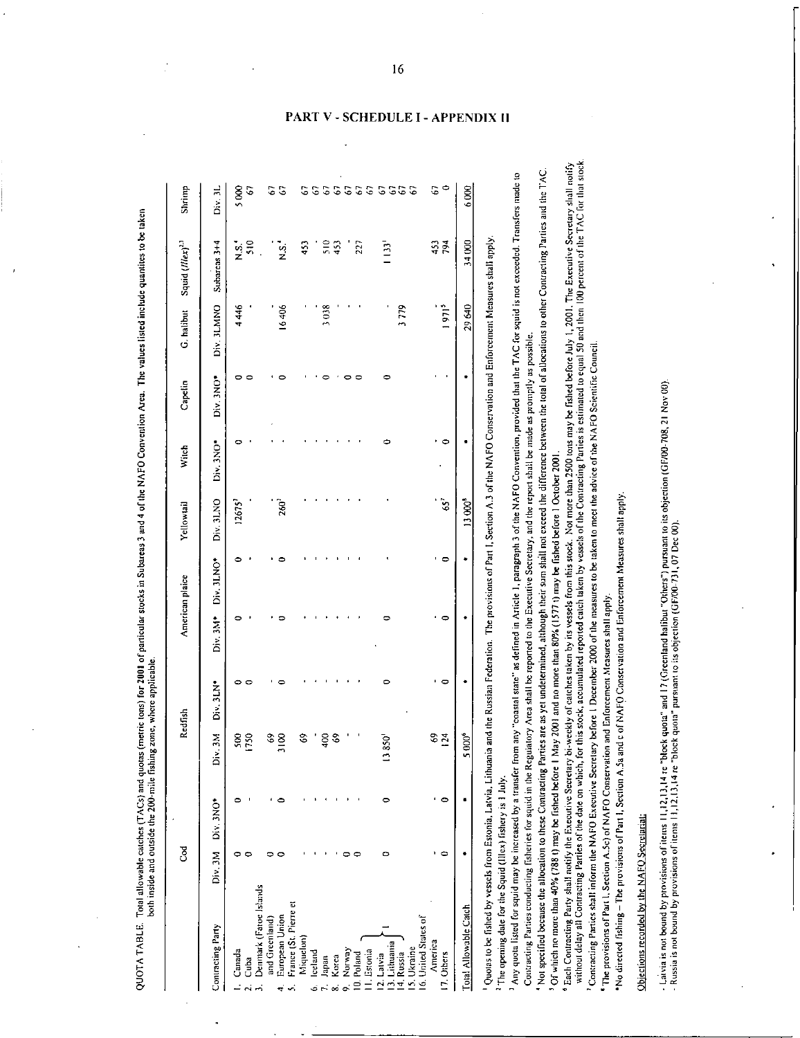## PART V - SCHEDULE I - APPENDIX II

QUOTA TABLE. Total allowable catches (TACs) and quotas (metric tons) for **2001** of particular stocks in Subareas 3 and 4 of the NAFO Convention Area. The values listed include quantities to be taken both inside and outside the 200-mile fishing zone, where applicable.

| | Cod | | Redfish | | American plaice | | Yellowtail | Witch | Capelin | G. halibut | Squid (*Illex*)[2,3] | Shrimp |
|---|---|---|---|---|---|---|---|---|---|---|---|---|
| Contracting Party | Div. 3M | Div. 3NO* | Div. 3M | Div. 3LN* | Div. 3M* | Div. 3LNO* | Div. 3LNO | Div. 3NO* | Div. 3NO* | Div. 3LMNO | Subareas 3+4 | Div. 3L |
| 1. Canada | 0 | 0 | 500 | 0 | 0 | 0 | 12675[7] | 0 | 0 | 4446 | N.S.[4] | 5000 |
| 2. Cuba | 0 | - | 1750 | 0 | - | - | - | - | 0 | - | 510 | 67 |
| 3. Denmark (Faroe Islands and Greenland) | 0 | - | 69 | - | - | - | - | - | - | - | - | 67 |
| 4. European Union | 0 | 0 | 3100 | 0 | 0 | 0 | 260[7] | - | 0 | 16406 | N.S.[4] | 67 |
| 5. France (St. Pierre et Miquelon) | - | - | 69 | - | - | - | - | - | - | - | 453 | 67 |
| 6. Iceland | - | - | - | - | - | - | - | - | - | - | - | 67 |
| 7. Japan | - | - | 400 | - | - | - | - | - | 0 | 3038 | 510 | 67 |
| 8. Korea | - | - | 69 | - | - | - | - | - | - | - | 453 | 67 |
| 9. Norway | 0 | - | - | - | - | - | - | - | 0 | - | - | 67 |
| 10. Poland | 0 | - | - | - | - | - | - | - | 0 | - | 227 | 67 |
| 11. Estonia | | | | | | | | | | | | 67 |
| 12. Latvia | 0 | 0 | 13850[1] | 0 | 0 | - | - | 0 | 0 | - | 1133[1] | 67 |
| 13. Lithuania | | | | | | | | | | | | 67 |
| 14. Russia | | | | | | | | | | 3779 | | 67 |
| 15. Ukraine | | | | | | | | | | | | 67 |
| 16. United States of America | - | - | 69 | - | - | - | - | - | - | - | 453 | 67 |
| 17. Others | 0 | 0 | 124 | 0 | 0 | 0 | 65[7] | 0 | - | 1971[5] | 794 | 0 |
| Total Allowable Catch | * | * | 5000[6] | * | * | * | 13000[8] | * | * | 29640 | 34000 | 6000 |

(Items 11–14 – Estonia, Latvia, Lithuania and Russia – are bracketed together with footnote [1].)

[1] Quotas to be fished by vessels from Estonia, Latvia, Lithuania and the Russian Federation. The provisions of Part I, Section A.3 of the NAFO Conservation and Enforcement Measures shall apply.

[2] The opening date for the Squid (*Illex*) fishery is 1 July.

[3] Any quota listed for squid may be increased by a transfer from any "coastal state" as defined in Article 1, paragraph 3 of the NAFO Convention, provided that the TAC for squid is not exceeded. Transfers made to Contracting Parties conducting fisheries for squid in the Regulatory Area shall be reported to the Executive Secretary, and the report shall be made as promptly as possible.

[4] Not specified because the allocation to these Contracting Parties are as yet undetermined, although their sum shall not exceed the difference between the total of allocations to other Contracting Parties and the TAC.

[5] Of which no more than 40% (788 t) may be fished before 1 May 2001 and no more than 80% (1577 t) may be fished before 1 October 2001.

[6] Each Contracting Party shall notify the Executive Secretary bi-weekly of catches taken by its vessels from this stock. Not more than 2500 tons may be fished before July 1, 2001. The Executive Secretary shall notify without delay all Contracting Parties of the date on which, for this stock, accumulated reported catch taken by vessels of the Contracting Parties is estimated to equal 50 and then 100 percent of the TAC for that stock.

[7] Contracting Parties shall inform the NAFO Executive Secretary before 1 December 2000 of the measures to be taken to meet the advice of the NAFO Scientific Council.

[8] The provisions of Part I, Section A.5c) of NAFO Conservation and Enforcement Measures shall apply.

*No directed fishing – The provisions of Part I, Section A.5a and c of NAFO Conservation and Enforcement Measures shall apply.

Objections recorded by the NAFO Secretariat:

- Latvia is not bound by provisions of items 11,12,13,14 re "block quota" and 17 (Greenland halibut "Others") pursuant to its objection (GF/00-708, 21 Nov 00).
- Russia is not bound by provisions of items 11,12,13,14 re "block quota" pursuant to its objection (GF/00-731, 07 Dec 00).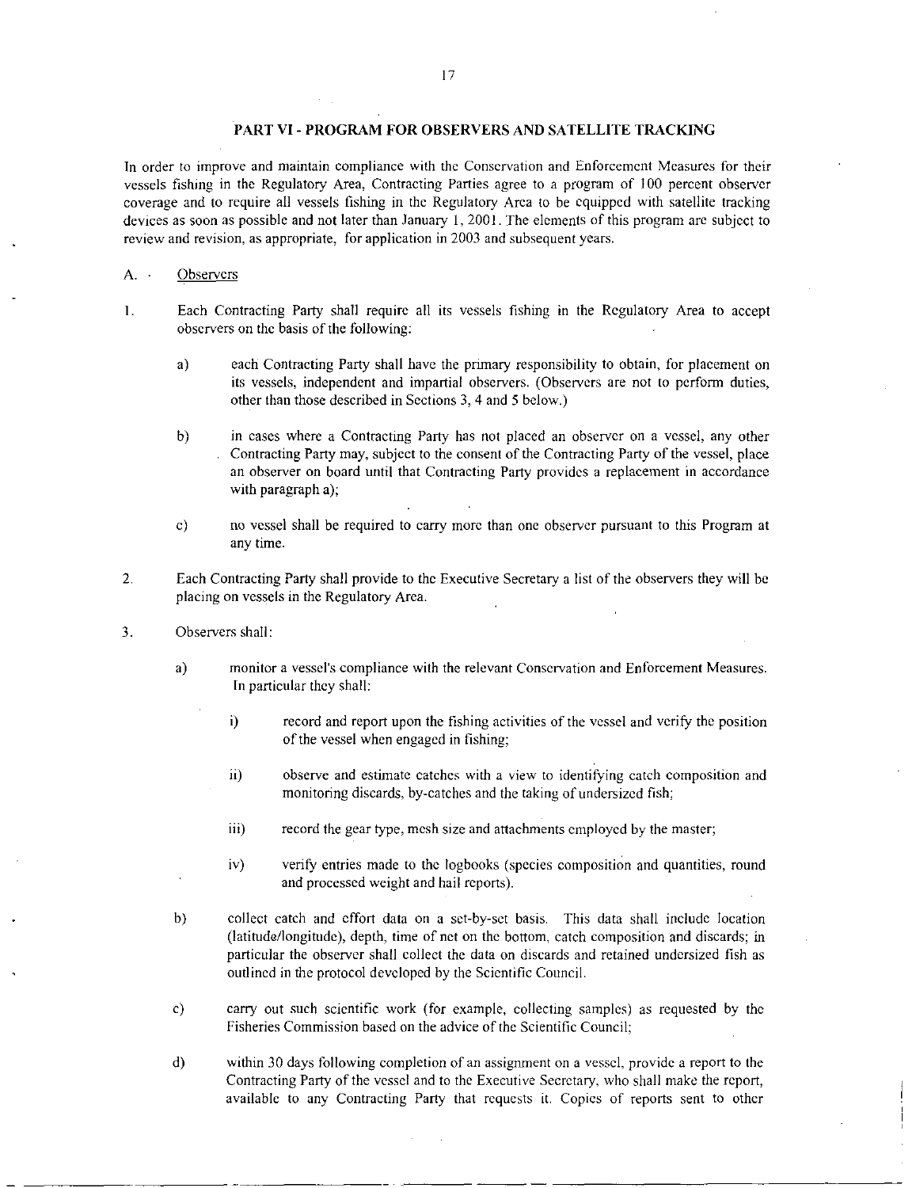## PART VI - PROGRAM FOR OBSERVERS AND SATELLITE TRACKING

In order to improve and maintain compliance with the Conservation and Enforcement Measures for their vessels fishing in the Regulatory Area, Contracting Parties agree to a program of 100 percent observer coverage and to require all vessels fishing in the Regulatory Area to be equipped with satellite tracking devices as soon as possible and not later than January 1, 2001. The elements of this program are subject to review and revision, as appropriate, for application in 2003 and subsequent years.

### A. Observers

1. Each Contracting Party shall require all its vessels fishing in the Regulatory Area to accept observers on the basis of the following:

   a) each Contracting Party shall have the primary responsibility to obtain, for placement on its vessels, independent and impartial observers. (Observers are not to perform duties, other than those described in Sections 3, 4 and 5 below.)

   b) in cases where a Contracting Party has not placed an observer on a vessel, any other Contracting Party may, subject to the consent of the Contracting Party of the vessel, place an observer on board until that Contracting Party provides a replacement in accordance with paragraph a);

   c) no vessel shall be required to carry more than one observer pursuant to this Program at any time.

2. Each Contracting Party shall provide to the Executive Secretary a list of the observers they will be placing on vessels in the Regulatory Area.

3. Observers shall:

   a) monitor a vessel's compliance with the relevant Conservation and Enforcement Measures. In particular they shall:

      i) record and report upon the fishing activities of the vessel and verify the position of the vessel when engaged in fishing;

      ii) observe and estimate catches with a view to identifying catch composition and monitoring discards, by-catches and the taking of undersized fish;

      iii) record the gear type, mesh size and attachments employed by the master;

      iv) verify entries made to the logbooks (species composition and quantities, round and processed weight and hail reports).

   b) collect catch and effort data on a set-by-set basis. This data shall include location (latitude/longitude), depth, time of net on the bottom, catch composition and discards; in particular the observer shall collect the data on discards and retained undersized fish as outlined in the protocol developed by the Scientific Council.

   c) carry out such scientific work (for example, collecting samples) as requested by the Fisheries Commission based on the advice of the Scientific Council;

   d) within 30 days following completion of an assignment on a vessel, provide a report to the Contracting Party of the vessel and to the Executive Secretary, who shall make the report, available to any Contracting Party that requests it. Copies of reports sent to other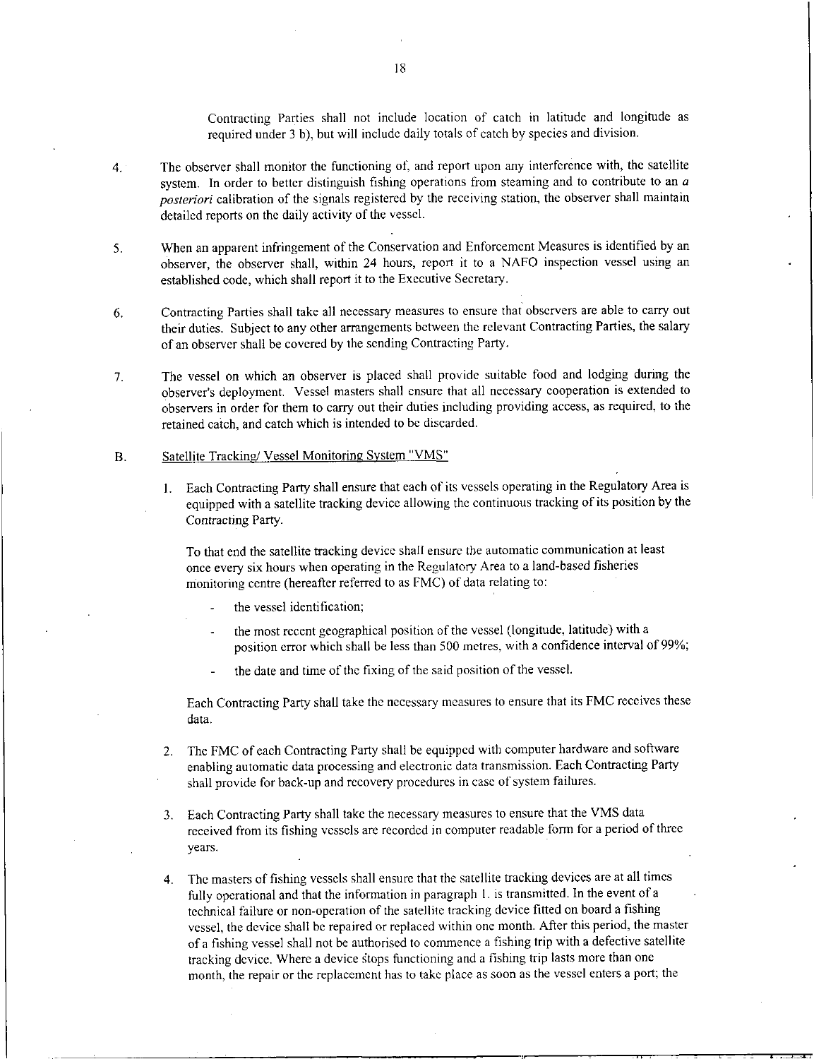Contracting Parties shall not include location of catch in latitude and longitude as required under 3 b), but will include daily totals of catch by species and division.

4. The observer shall monitor the functioning of, and report upon any interference with, the satellite system. In order to better distinguish fishing operations from steaming and to contribute to an *a posteriori* calibration of the signals registered by the receiving station, the observer shall maintain detailed reports on the daily activity of the vessel.

5. When an apparent infringement of the Conservation and Enforcement Measures is identified by an observer, the observer shall, within 24 hours, report it to a NAFO inspection vessel using an established code, which shall report it to the Executive Secretary.

6. Contracting Parties shall take all necessary measures to ensure that observers are able to carry out their duties. Subject to any other arrangements between the relevant Contracting Parties, the salary of an observer shall be covered by the sending Contracting Party.

7. The vessel on which an observer is placed shall provide suitable food and lodging during the observer's deployment. Vessel masters shall ensure that all necessary cooperation is extended to observers in order for them to carry out their duties including providing access, as required, to the retained catch, and catch which is intended to be discarded.

B. Satellite Tracking/ Vessel Monitoring System "VMS"

1. Each Contracting Party shall ensure that each of its vessels operating in the Regulatory Area is equipped with a satellite tracking device allowing the continuous tracking of its position by the Contracting Party.

   To that end the satellite tracking device shall ensure the automatic communication at least once every six hours when operating in the Regulatory Area to a land-based fisheries monitoring centre (hereafter referred to as FMC) of data relating to:

   - the vessel identification;
   - the most recent geographical position of the vessel (longitude, latitude) with a position error which shall be less than 500 metres, with a confidence interval of 99%;
   - the date and time of the fixing of the said position of the vessel.

   Each Contracting Party shall take the necessary measures to ensure that its FMC receives these data.

2. The FMC of each Contracting Party shall be equipped with computer hardware and software enabling automatic data processing and electronic data transmission. Each Contracting Party shall provide for back-up and recovery procedures in case of system failures.

3. Each Contracting Party shall take the necessary measures to ensure that the VMS data received from its fishing vessels are recorded in computer readable form for a period of three years.

4. The masters of fishing vessels shall ensure that the satellite tracking devices are at all times fully operational and that the information in paragraph 1. is transmitted. In the event of a technical failure or non-operation of the satellite tracking device fitted on board a fishing vessel, the device shall be repaired or replaced within one month. After this period, the master of a fishing vessel shall not be authorised to commence a fishing trip with a defective satellite tracking device. Where a device stops functioning and a fishing trip lasts more than one month, the repair or the replacement has to take place as soon as the vessel enters a port; the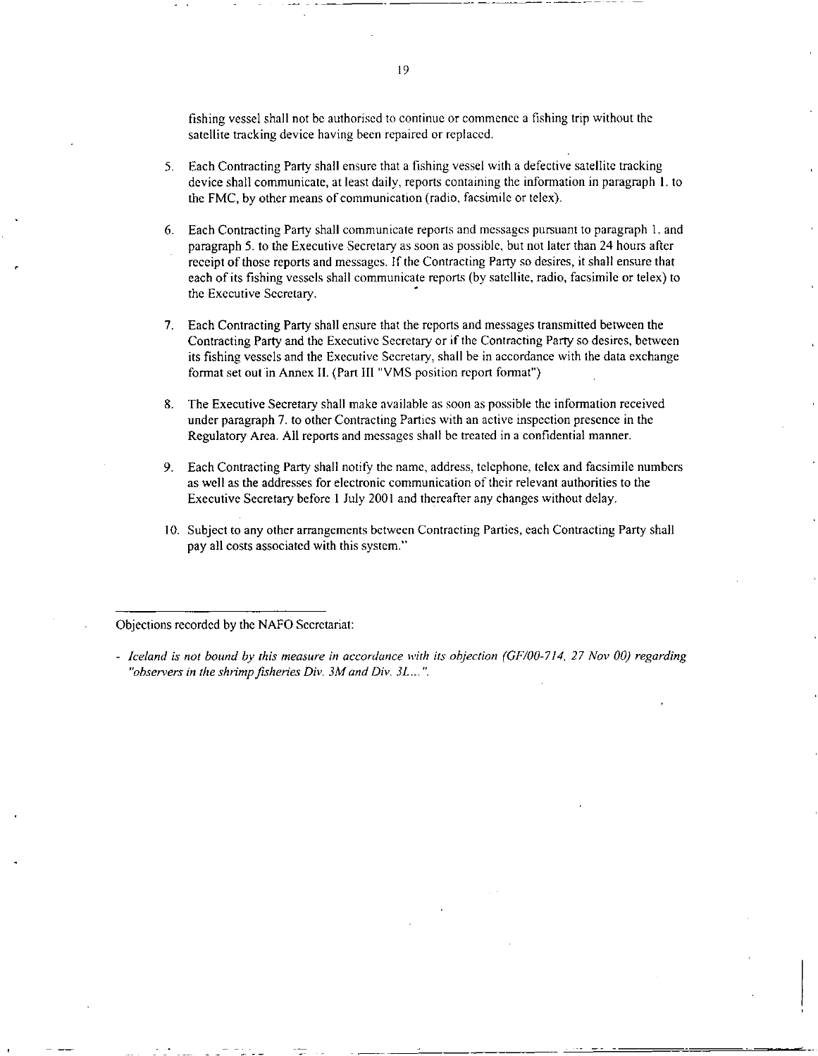fishing vessel shall not be authorised to continue or commence a fishing trip without the satellite tracking device having been repaired or replaced.

5. Each Contracting Party shall ensure that a fishing vessel with a defective satellite tracking device shall communicate, at least daily, reports containing the information in paragraph 1. to the FMC, by other means of communication (radio, facsimile or telex).

6. Each Contracting Party shall communicate reports and messages pursuant to paragraph 1. and paragraph 5. to the Executive Secretary as soon as possible, but not later than 24 hours after receipt of those reports and messages. If the Contracting Party so desires, it shall ensure that each of its fishing vessels shall communicate reports (by satellite, radio, facsimile or telex) to the Executive Secretary.

7. Each Contracting Party shall ensure that the reports and messages transmitted between the Contracting Party and the Executive Secretary or if the Contracting Party so desires, between its fishing vessels and the Executive Secretary, shall be in accordance with the data exchange format set out in Annex II. (Part III "VMS position report format")

8. The Executive Secretary shall make available as soon as possible the information received under paragraph 7. to other Contracting Parties with an active inspection presence in the Regulatory Area. All reports and messages shall be treated in a confidential manner.

9. Each Contracting Party shall notify the name, address, telephone, telex and facsimile numbers as well as the addresses for electronic communication of their relevant authorities to the Executive Secretary before 1 July 2001 and thereafter any changes without delay.

10. Subject to any other arrangements between Contracting Parties, each Contracting Party shall pay all costs associated with this system."

---

Objections recorded by the NAFO Secretariat:

- *Iceland is not bound by this measure in accordance with its objection (GF/00-714, 27 Nov 00) regarding "observers in the shrimp fisheries Div. 3M and Div. 3L...".*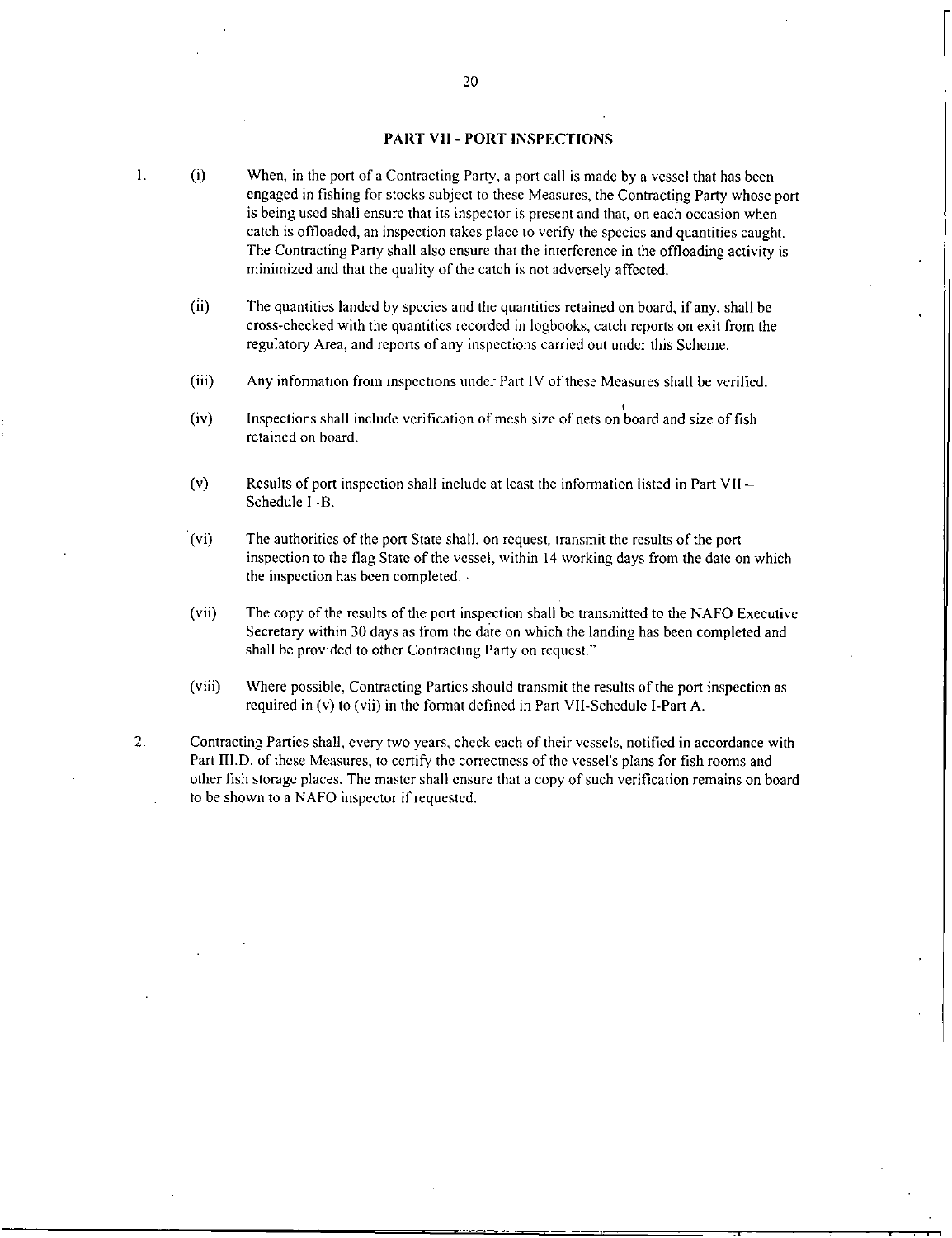## PART VII - PORT INSPECTIONS

1. (i) When, in the port of a Contracting Party, a port call is made by a vessel that has been engaged in fishing for stocks subject to these Measures, the Contracting Party whose port is being used shall ensure that its inspector is present and that, on each occasion when catch is offloaded, an inspection takes place to verify the species and quantities caught. The Contracting Party shall also ensure that the interference in the offloading activity is minimized and that the quality of the catch is not adversely affected.

   (ii) The quantities landed by species and the quantities retained on board, if any, shall be cross-checked with the quantities recorded in logbooks, catch reports on exit from the regulatory Area, and reports of any inspections carried out under this Scheme.

   (iii) Any information from inspections under Part IV of these Measures shall be verified.

   (iv) Inspections shall include verification of mesh size of nets on board and size of fish retained on board.

   (v) Results of port inspection shall include at least the information listed in Part VII – Schedule I -B.

   (vi) The authorities of the port State shall, on request, transmit the results of the port inspection to the flag State of the vessel, within 14 working days from the date on which the inspection has been completed.

   (vii) The copy of the results of the port inspection shall be transmitted to the NAFO Executive Secretary within 30 days as from the date on which the landing has been completed and shall be provided to other Contracting Party on request."

   (viii) Where possible, Contracting Parties should transmit the results of the port inspection as required in (v) to (vii) in the format defined in Part VII-Schedule I-Part A.

2. Contracting Parties shall, every two years, check each of their vessels, notified in accordance with Part III.D. of these Measures, to certify the correctness of the vessel's plans for fish rooms and other fish storage places. The master shall ensure that a copy of such verification remains on board to be shown to a NAFO inspector if requested.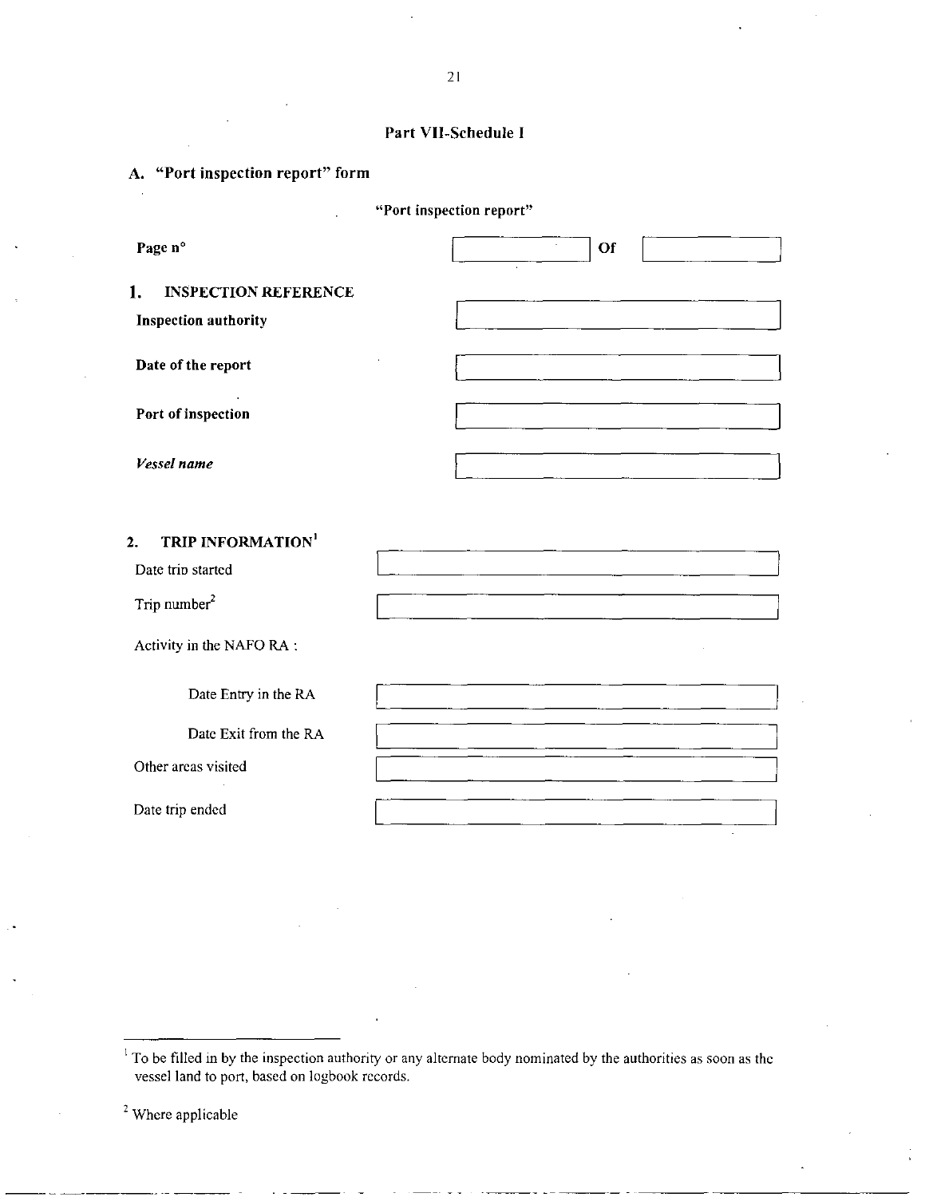## Part VII-Schedule I

### A. "Port inspection report" form

**"Port inspection report"**

| | |
|---|---|
| **Page n°** | Of |

**1. INSPECTION REFERENCE**

| | |
|---|---|
| **Inspection authority** | |
| **Date of the report** | |
| **Port of inspection** | |
| ***Vessel name*** | |

**2. TRIP INFORMATION**[1]

| | |
|---|---|
| Date trip started | |
| Trip number[2] | |
| Activity in the NAFO RA : | |
| Date Entry in the RA | |
| Date Exit from the RA | |
| Other areas visited | |
| Date trip ended | |

---

[1] To be filled in by the inspection authority or any alternate body nominated by the authorities as soon as the vessel land to port, based on logbook records.

[2] Where applicable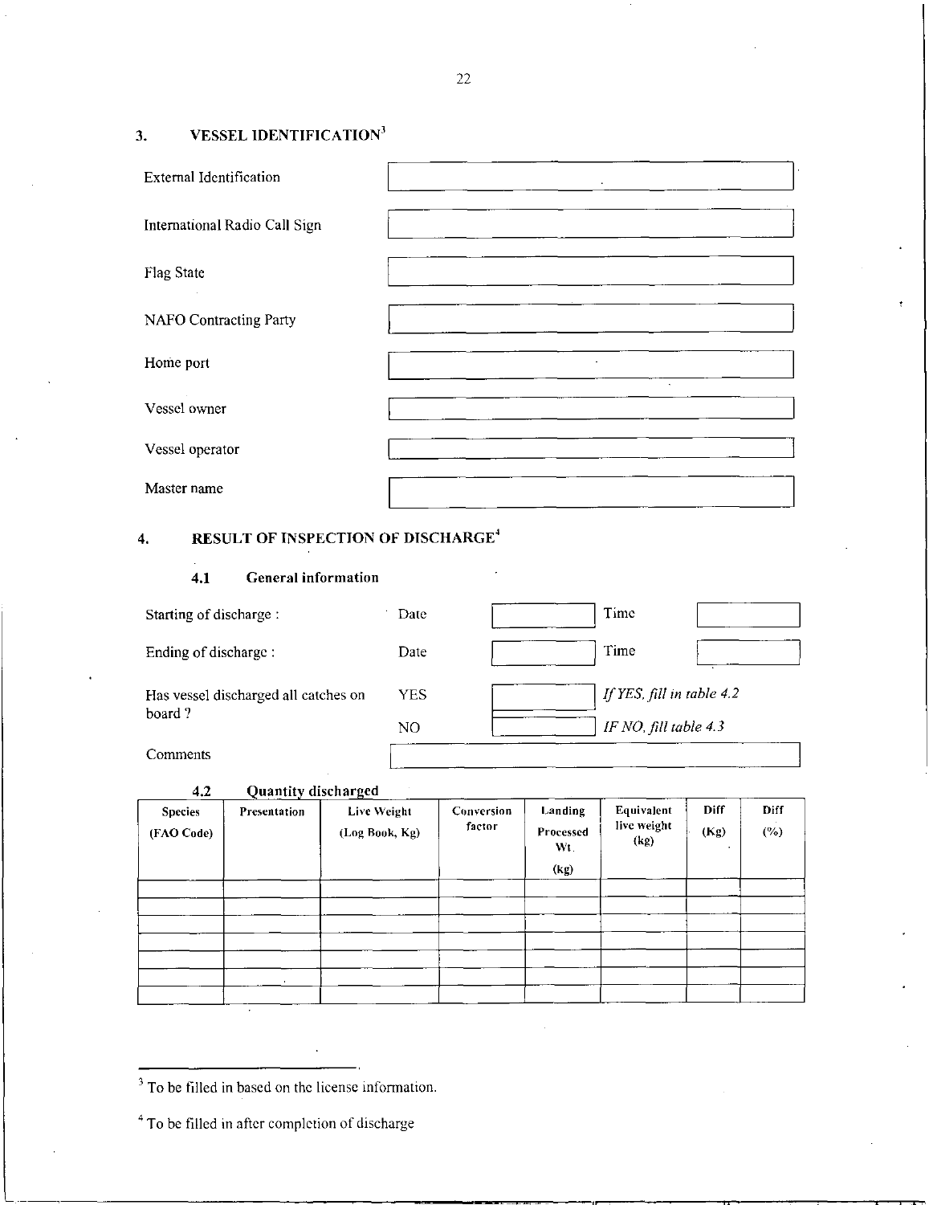## 3. VESSEL IDENTIFICATION[3]

| | |
|---|---|
| External Identification | |
| International Radio Call Sign | |
| Flag State | |
| NAFO Contracting Party | |
| Home port | |
| Vessel owner | |
| Vessel operator | |
| Master name | |

## 4. RESULT OF INSPECTION OF DISCHARGE[4]

### 4.1 General information

| | | | | |
|---|---|---|---|---|
| Starting of discharge : | Date | | Time | |
| Ending of discharge : | Date | | Time | |
| Has vessel discharged all catches on board ? | YES | | *If YES, fill in table 4.2* | |
| | NO | | *IF NO, fill table 4.3* | |
| Comments | | | | |

### 4.2 Quantity discharged

| Species (FAO Code) | Presentation | Live Weight (Log Book, Kg) | Conversion factor | Landing Processed Wt. (kg) | Equivalent live weight (kg) | Diff (Kg) | Diff (%) |
|---|---|---|---|---|---|---|---|
| | | | | | | | |
| | | | | | | | |
| | | | | | | | |
| | | | | | | | |
| | | | | | | | |
| | | | | | | | |
| | | | | | | | |

[3] To be filled in based on the license information.

[4] To be filled in after completion of discharge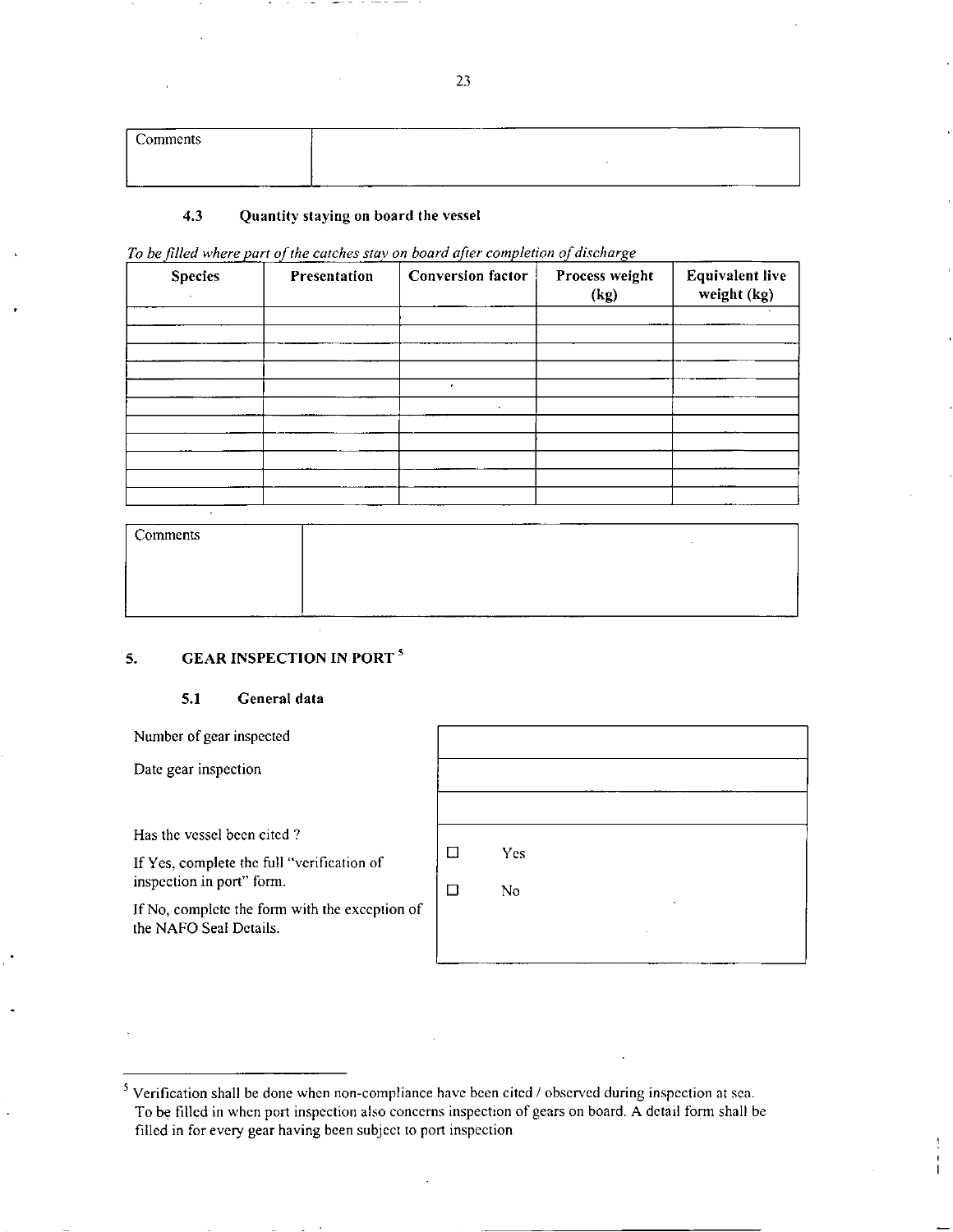| Comments | |
|---|---|
| | |

### 4.3 Quantity staying on board the vessel

*To be filled where part of the catches stay on board after completion of discharge*

| Species | Presentation | Conversion factor | Process weight (kg) | Equivalent live weight (kg) |
|---|---|---|---|---|
| | | | | |
| | | | | |
| | | | | |
| | | | | |
| | | | | |
| | | | | |
| | | | | |
| | | | | |
| | | | | |
| | | | | |
| | | | | |

| Comments | |
|---|---|
| | |

## 5. GEAR INSPECTION IN PORT [5]

### 5.1 General data

| | |
|---|---|
| Number of gear inspected | |
| Date gear inspection | |
| | |
| Has the vessel been cited ?<br>If Yes, complete the full "verification of inspection in port" form.<br>If No, complete the form with the exception of the NAFO Seal Details. | ☐ Yes<br>☐ No |

[5] Verification shall be done when non-compliance have been cited / observed during inspection at sea. To be filled in when port inspection also concerns inspection of gears on board. A detail form shall be filled in for every gear having been subject to port inspection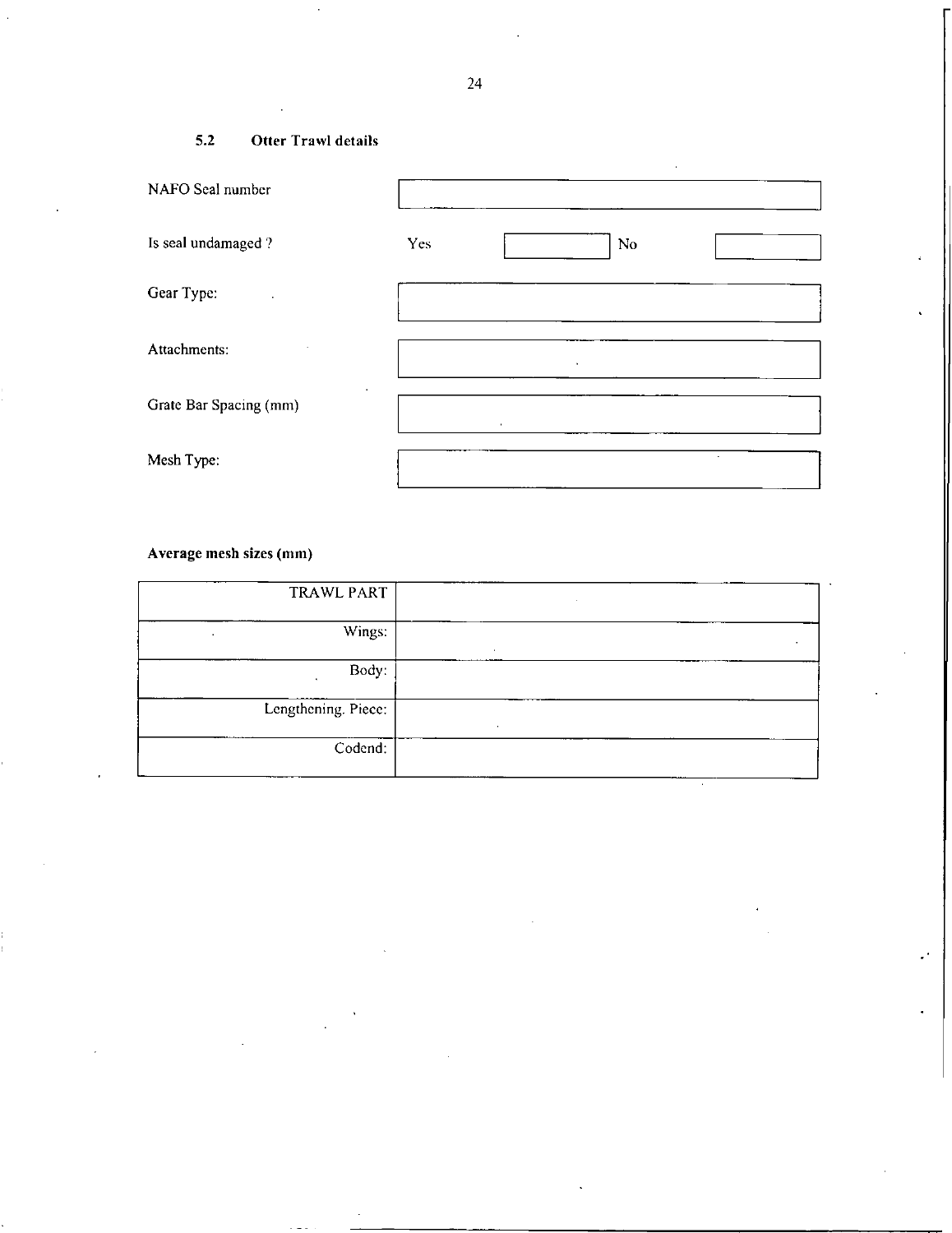### 5.2 Otter Trawl details

| | |
|---|---|
| NAFO Seal number | |
| Is seal undamaged ? | Yes [ ] No [ ] |
| Gear Type: | |
| Attachments: | |
| Grate Bar Spacing (mm) | |
| Mesh Type: | |

**Average mesh sizes (mm)**

| TRAWL PART | |
|---|---|
| Wings: | |
| Body: | |
| Lengthening. Piece: | |
| Codend: | |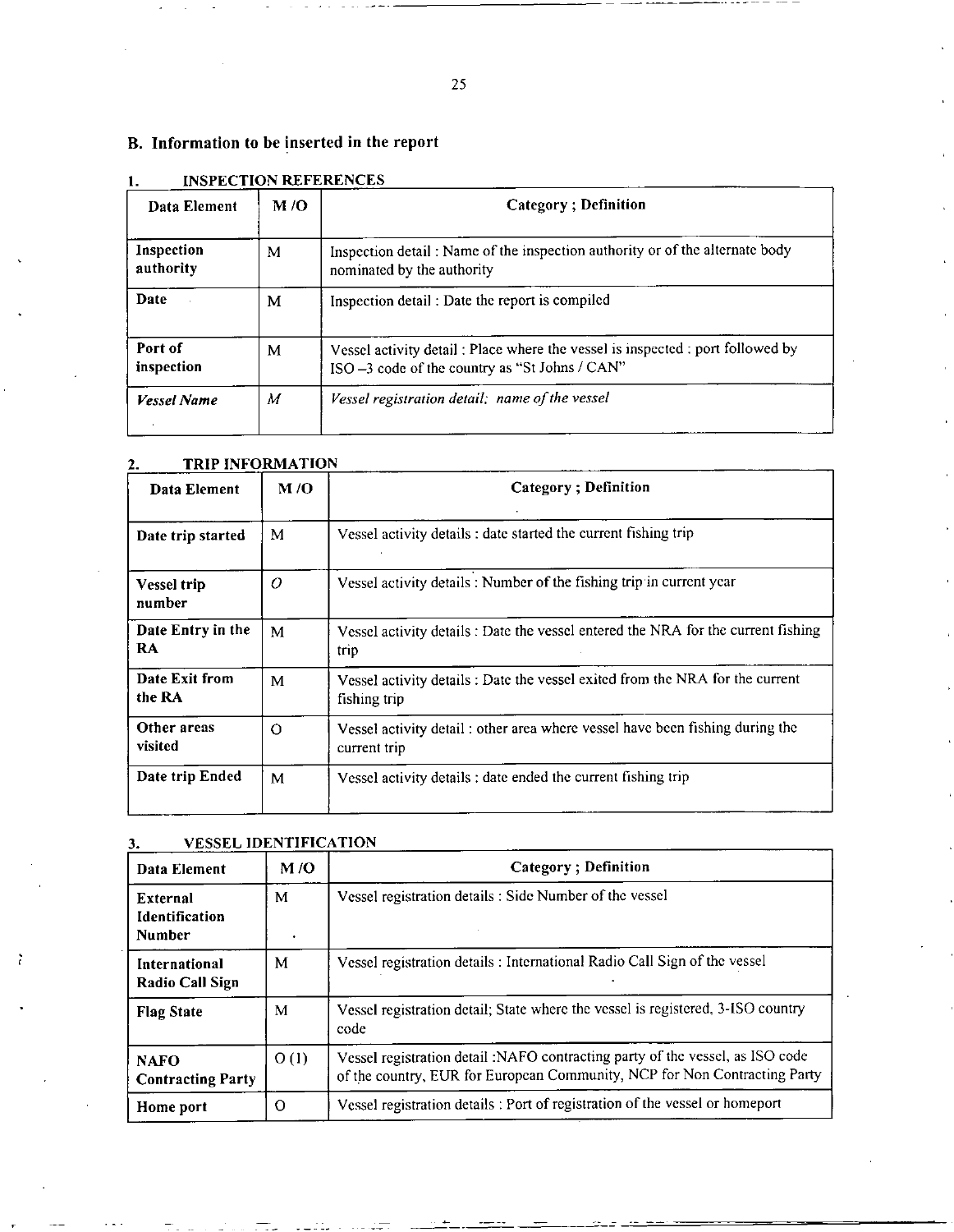## B. Information to be inserted in the report

### 1. INSPECTION REFERENCES

| Data Element | M /O | Category ; Definition |
|---|---|---|
| **Inspection authority** | M | Inspection detail : Name of the inspection authority or of the alternate body nominated by the authority |
| **Date** | M | Inspection detail : Date the report is compiled |
| **Port of inspection** | M | Vessel activity detail : Place where the vessel is inspected : port followed by ISO –3 code of the country as "St Johns / CAN" |
| ***Vessel Name*** | *M* | *Vessel registration detail; name of the vessel* |

### 2. TRIP INFORMATION

| Data Element | M /O | Category ; Definition |
|---|---|---|
| **Date trip started** | M | Vessel activity details : date started the current fishing trip |
| **Vessel trip number** | *O* | Vessel activity details : Number of the fishing trip in current year |
| **Date Entry in the RA** | M | Vessel activity details : Date the vessel entered the NRA for the current fishing trip |
| **Date Exit from the RA** | M | Vessel activity details : Date the vessel exited from the NRA for the current fishing trip |
| **Other areas visited** | O | Vessel activity detail : other area where vessel have been fishing during the current trip |
| **Date trip Ended** | M | Vessel activity details : date ended the current fishing trip |

### 3. VESSEL IDENTIFICATION

| Data Element | M /O | Category ; Definition |
|---|---|---|
| **External Identification Number** | M | Vessel registration details : Side Number of the vessel |
| **International Radio Call Sign** | M | Vessel registration details : International Radio Call Sign of the vessel |
| **Flag State** | M | Vessel registration detail; State where the vessel is registered, 3-ISO country code |
| **NAFO Contracting Party** | O (1) | Vessel registration detail :NAFO contracting party of the vessel, as ISO code of the country, EUR for European Community, NCP for Non Contracting Party |
| **Home port** | O | Vessel registration details : Port of registration of the vessel or homeport |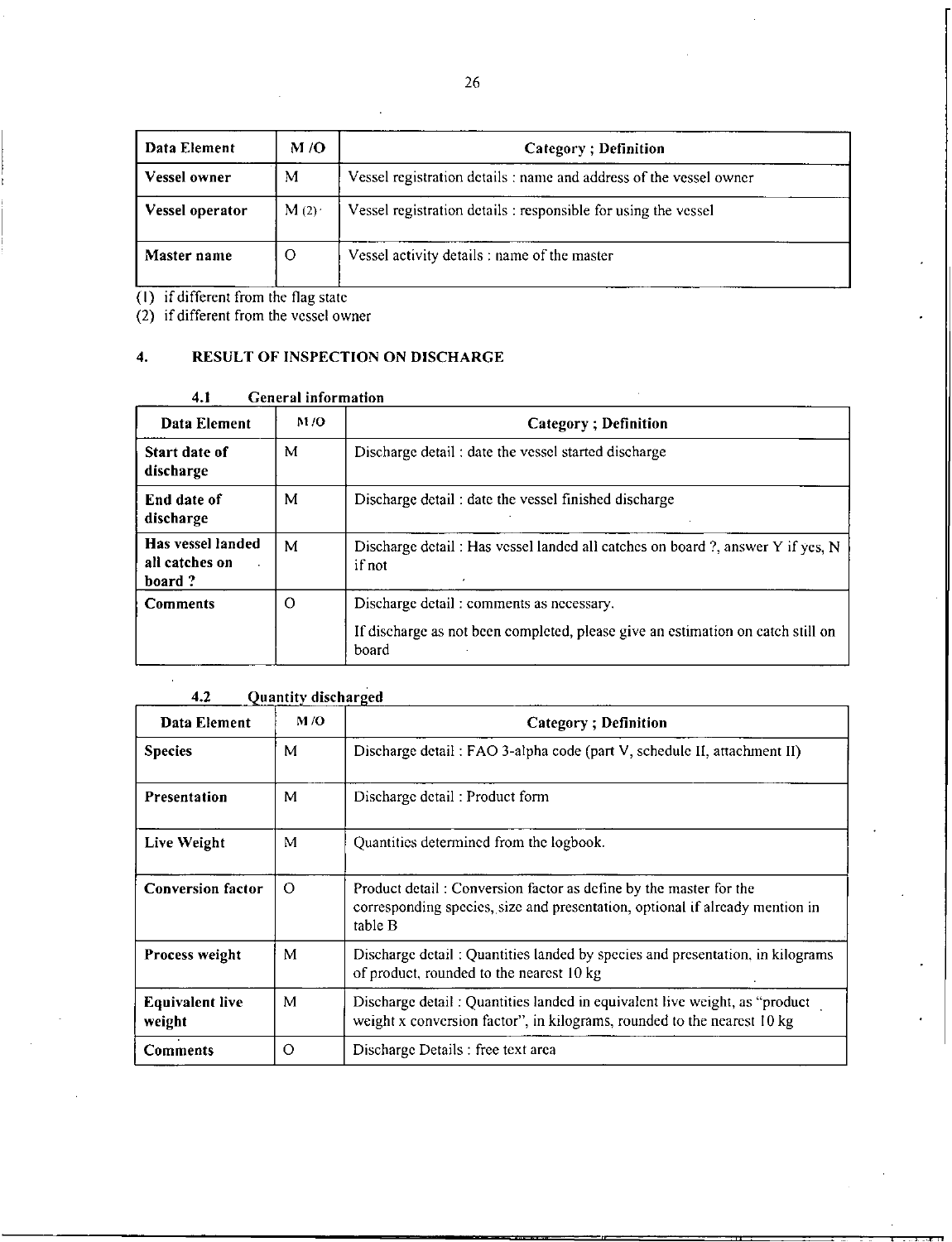| Data Element | M /O | Category ; Definition |
|---|---|---|
| **Vessel owner** | M | Vessel registration details : name and address of the vessel owner |
| **Vessel operator** | M (2) | Vessel registration details : responsible for using the vessel |
| **Master name** | O | Vessel activity details : name of the master |

(1) if different from the flag state
(2) if different from the vessel owner

## 4. RESULT OF INSPECTION ON DISCHARGE

### 4.1 General information

| Data Element | M /O | Category ; Definition |
|---|---|---|
| **Start date of discharge** | M | Discharge detail : date the vessel started discharge |
| **End date of discharge** | M | Discharge detail : date the vessel finished discharge |
| **Has vessel landed all catches on board ?** | M | Discharge detail : Has vessel landed all catches on board ?, answer Y if yes, N if not |
| **Comments** | O | Discharge detail : comments as necessary.<br>If discharge as not been completed, please give an estimation on catch still on board |

### 4.2 Quantity discharged

| Data Element | M /O | Category ; Definition |
|---|---|---|
| **Species** | M | Discharge detail : FAO 3-alpha code (part V, schedule II, attachment II) |
| **Presentation** | M | Discharge detail : Product form |
| **Live Weight** | M | Quantities determined from the logbook. |
| **Conversion factor** | O | Product detail : Conversion factor as define by the master for the corresponding species, size and presentation, optional if already mention in table B |
| **Process weight** | M | Discharge detail : Quantities landed by species and presentation, in kilograms of product, rounded to the nearest 10 kg |
| **Equivalent live weight** | M | Discharge detail : Quantities landed in equivalent live weight, as "product weight x conversion factor", in kilograms, rounded to the nearest 10 kg |
| **Comments** | O | Discharge Details : free text area |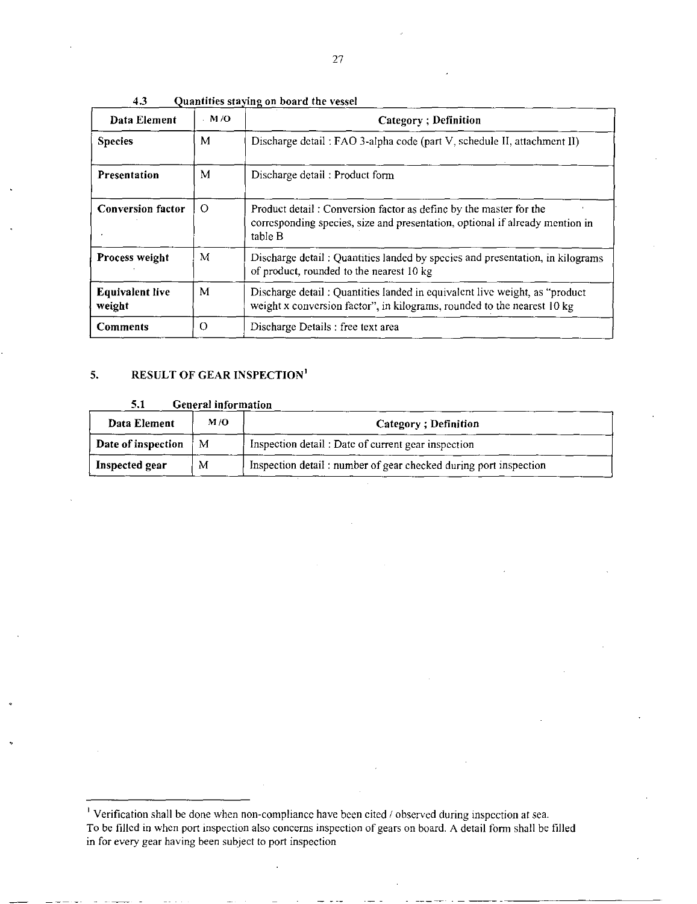#### 4.3 Quantities staying on board the vessel

| Data Element | M/O | Category ; Definition |
|---|---|---|
| **Species** | M | Discharge detail : FAO 3-alpha code (part V, schedule II, attachment II) |
| **Presentation** | M | Discharge detail : Product form |
| **Conversion factor** | O | Product detail : Conversion factor as define by the master for the corresponding species, size and presentation, optional if already mention in table B |
| **Process weight** | M | Discharge detail : Quantities landed by species and presentation, in kilograms of product, rounded to the nearest 10 kg |
| **Equivalent live weight** | M | Discharge detail : Quantities landed in equivalent live weight, as "product weight x conversion factor", in kilograms, rounded to the nearest 10 kg |
| **Comments** | O | Discharge Details : free text area |

### 5. RESULT OF GEAR INSPECTION[1]

#### 5.1 General information

| Data Element | M/O | Category ; Definition |
|---|---|---|
| **Date of inspection** | M | Inspection detail : Date of current gear inspection |
| **Inspected gear** | M | Inspection detail : number of gear checked during port inspection |

[1] Verification shall be done when non-compliance have been cited / observed during inspection at sea.
To be filled in when port inspection also concerns inspection of gears on board. A detail form shall be filled in for every gear having been subject to port inspection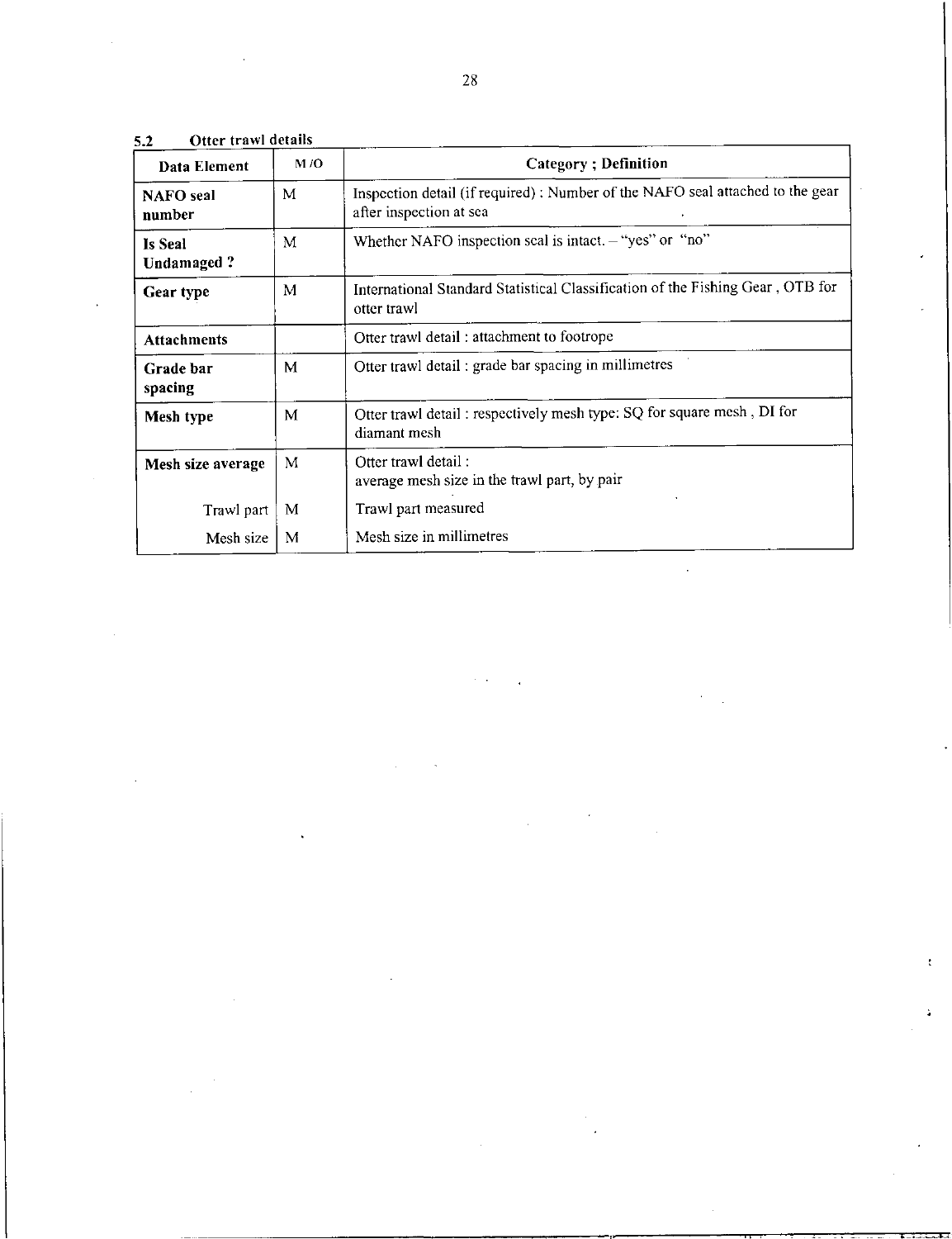### 5.2 Otter trawl details

| Data Element | M /O | Category ; Definition |
|---|---|---|
| **NAFO seal number** | M | Inspection detail (if required) : Number of the NAFO seal attached to the gear after inspection at sea |
| **Is Seal Undamaged ?** | M | Whether NAFO inspection seal is intact. – "yes" or "no" |
| **Gear type** | M | International Standard Statistical Classification of the Fishing Gear , OTB for otter trawl |
| **Attachments** | | Otter trawl detail : attachment to footrope |
| **Grade bar spacing** | M | Otter trawl detail : grade bar spacing in millimetres |
| **Mesh type** | M | Otter trawl detail : respectively mesh type: SQ for square mesh , DI for diamant mesh |
| **Mesh size average** | M | Otter trawl detail : average mesh size in the trawl part, by pair |
| Trawl part | M | Trawl part measured |
| Mesh size | M | Mesh size in millimetres |